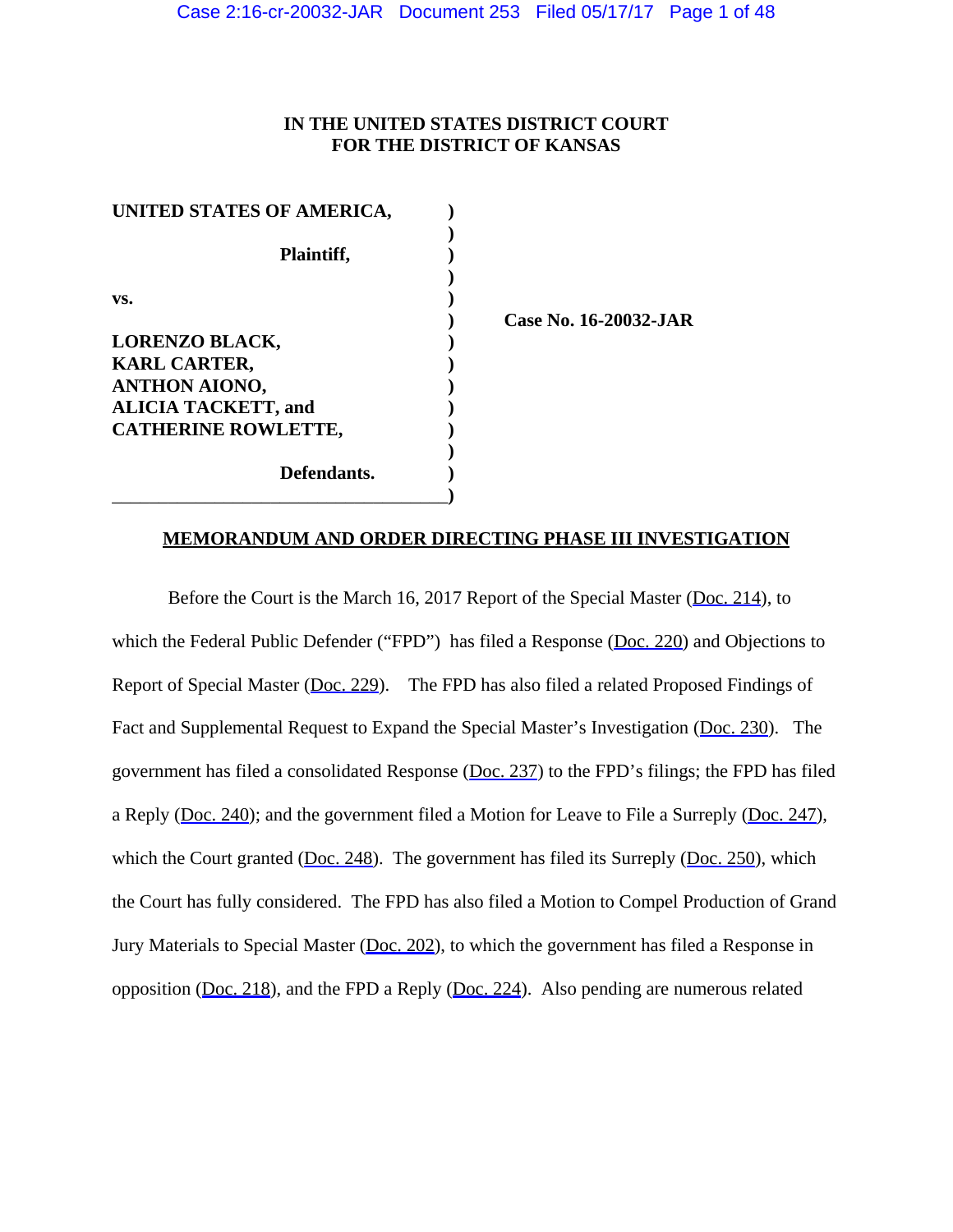**IN THE UNITED STATES DISTRICT COURT**
**FOR THE DISTRICT OF KANSAS**

**UNITED STATES OF AMERICA,**

**Plaintiff,**

**vs.**

**LORENZO BLACK,**
**KARL CARTER,**
**ANTHON AIONO,**
**ALICIA TACKETT, and**
**CATHERINE ROWLETTE,**

**Defendants.**

**Case No. 16-20032-JAR**

## MEMORANDUM AND ORDER DIRECTING PHASE III INVESTIGATION

Before the Court is the March 16, 2017 Report of the Special Master (Doc. 214), to which the Federal Public Defender ("FPD") has filed a Response (Doc. 220) and Objections to Report of Special Master (Doc. 229). The FPD has also filed a related Proposed Findings of Fact and Supplemental Request to Expand the Special Master's Investigation (Doc. 230). The government has filed a consolidated Response (Doc. 237) to the FPD's filings; the FPD has filed a Reply (Doc. 240); and the government filed a Motion for Leave to File a Surreply (Doc. 247), which the Court granted (Doc. 248). The government has filed its Surreply (Doc. 250), which the Court has fully considered. The FPD has also filed a Motion to Compel Production of Grand Jury Materials to Special Master (Doc. 202), to which the government has filed a Response in opposition (Doc. 218), and the FPD a Reply (Doc. 224). Also pending are numerous related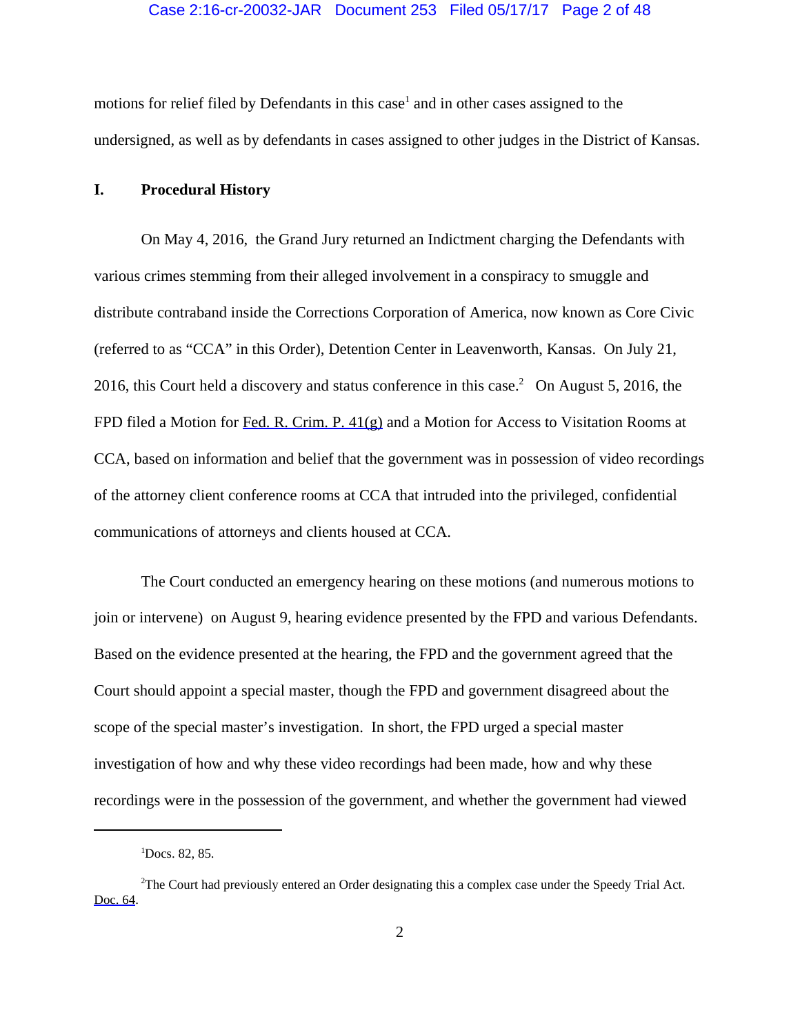motions for relief filed by Defendants in this case[1] and in other cases assigned to the undersigned, as well as by defendants in cases assigned to other judges in the District of Kansas.

## I. Procedural History

On May 4, 2016, the Grand Jury returned an Indictment charging the Defendants with various crimes stemming from their alleged involvement in a conspiracy to smuggle and distribute contraband inside the Corrections Corporation of America, now known as Core Civic (referred to as "CCA" in this Order), Detention Center in Leavenworth, Kansas. On July 21, 2016, this Court held a discovery and status conference in this case.[2] On August 5, 2016, the FPD filed a Motion for Fed. R. Crim. P. 41(g) and a Motion for Access to Visitation Rooms at CCA, based on information and belief that the government was in possession of video recordings of the attorney client conference rooms at CCA that intruded into the privileged, confidential communications of attorneys and clients housed at CCA.

The Court conducted an emergency hearing on these motions (and numerous motions to join or intervene) on August 9, hearing evidence presented by the FPD and various Defendants. Based on the evidence presented at the hearing, the FPD and the government agreed that the Court should appoint a special master, though the FPD and government disagreed about the scope of the special master's investigation. In short, the FPD urged a special master investigation of how and why these video recordings had been made, how and why these recordings were in the possession of the government, and whether the government had viewed

---

[1] Docs. 82, 85.

[2] The Court had previously entered an Order designating this a complex case under the Speedy Trial Act. Doc. 64.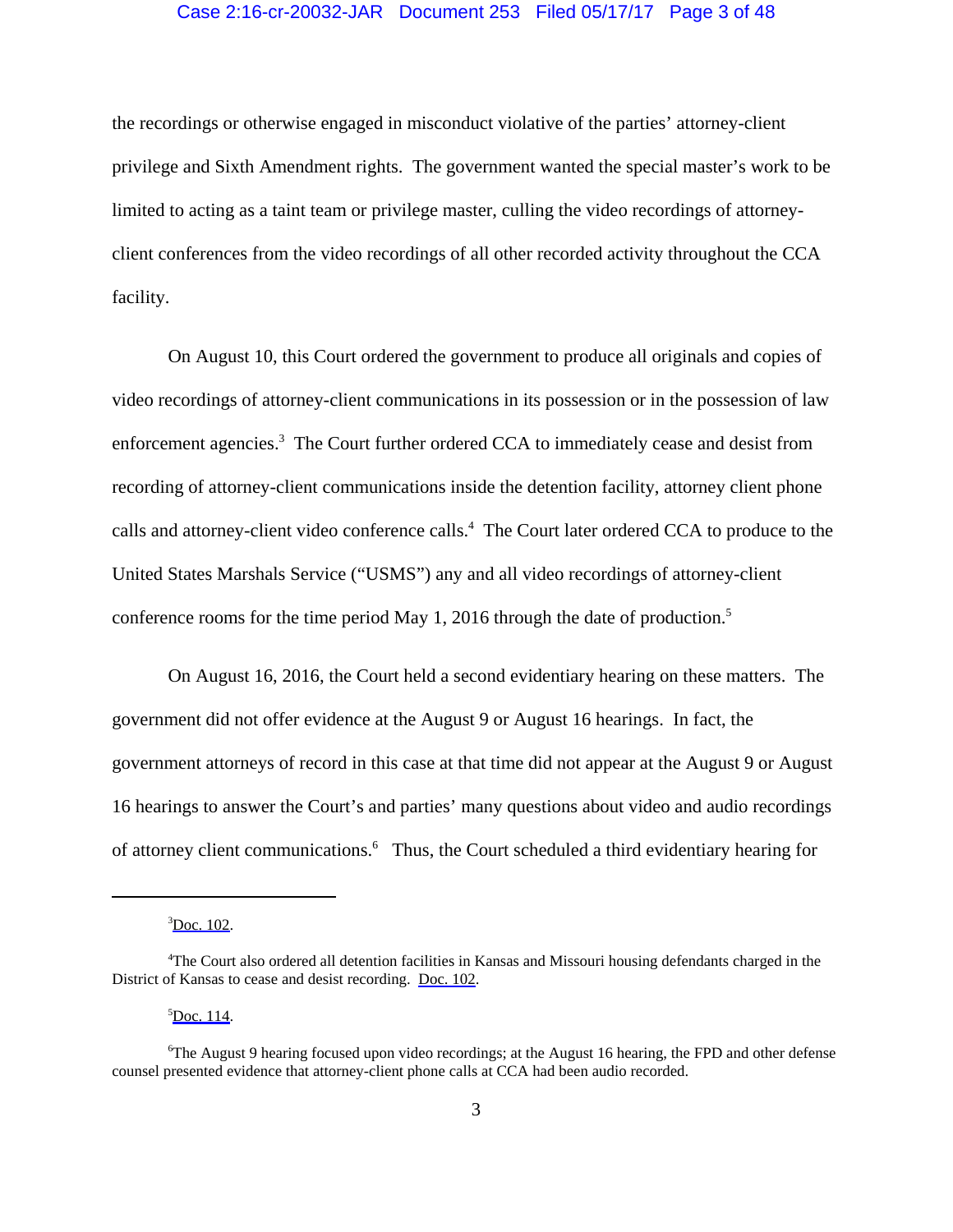the recordings or otherwise engaged in misconduct violative of the parties' attorney-client privilege and Sixth Amendment rights. The government wanted the special master's work to be limited to acting as a taint team or privilege master, culling the video recordings of attorney-client conferences from the video recordings of all other recorded activity throughout the CCA facility.

On August 10, this Court ordered the government to produce all originals and copies of video recordings of attorney-client communications in its possession or in the possession of law enforcement agencies.[3] The Court further ordered CCA to immediately cease and desist from recording of attorney-client communications inside the detention facility, attorney client phone calls and attorney-client video conference calls.[4] The Court later ordered CCA to produce to the United States Marshals Service ("USMS") any and all video recordings of attorney-client conference rooms for the time period May 1, 2016 through the date of production.[5]

On August 16, 2016, the Court held a second evidentiary hearing on these matters. The government did not offer evidence at the August 9 or August 16 hearings. In fact, the government attorneys of record in this case at that time did not appear at the August 9 or August 16 hearings to answer the Court's and parties' many questions about video and audio recordings of attorney client communications.[6] Thus, the Court scheduled a third evidentiary hearing for

---

[3] Doc. 102.

[4] The Court also ordered all detention facilities in Kansas and Missouri housing defendants charged in the District of Kansas to cease and desist recording. Doc. 102.

[5] Doc. 114.

[6] The August 9 hearing focused upon video recordings; at the August 16 hearing, the FPD and other defense counsel presented evidence that attorney-client phone calls at CCA had been audio recorded.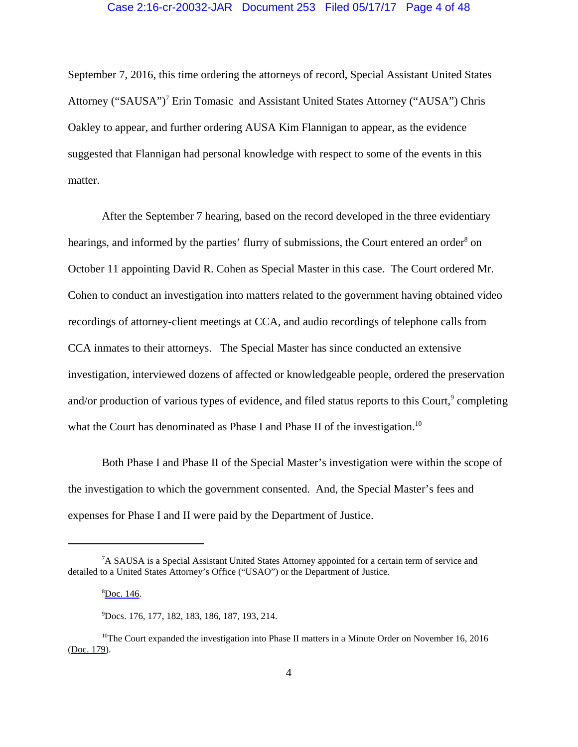September 7, 2016, this time ordering the attorneys of record, Special Assistant United States Attorney ("SAUSA")[7] Erin Tomasic and Assistant United States Attorney ("AUSA") Chris Oakley to appear, and further ordering AUSA Kim Flannigan to appear, as the evidence suggested that Flannigan had personal knowledge with respect to some of the events in this matter.

After the September 7 hearing, based on the record developed in the three evidentiary hearings, and informed by the parties' flurry of submissions, the Court entered an order[8] on October 11 appointing David R. Cohen as Special Master in this case. The Court ordered Mr. Cohen to conduct an investigation into matters related to the government having obtained video recordings of attorney-client meetings at CCA, and audio recordings of telephone calls from CCA inmates to their attorneys. The Special Master has since conducted an extensive investigation, interviewed dozens of affected or knowledgeable people, ordered the preservation and/or production of various types of evidence, and filed status reports to this Court,[9] completing what the Court has denominated as Phase I and Phase II of the investigation.[10]

Both Phase I and Phase II of the Special Master's investigation were within the scope of the investigation to which the government consented. And, the Special Master's fees and expenses for Phase I and II were paid by the Department of Justice.

---

[7] A SAUSA is a Special Assistant United States Attorney appointed for a certain term of service and detailed to a United States Attorney's Office ("USAO") or the Department of Justice.

[8] Doc. 146.

[9] Docs. 176, 177, 182, 183, 186, 187, 193, 214.

[10] The Court expanded the investigation into Phase II matters in a Minute Order on November 16, 2016 (Doc. 179).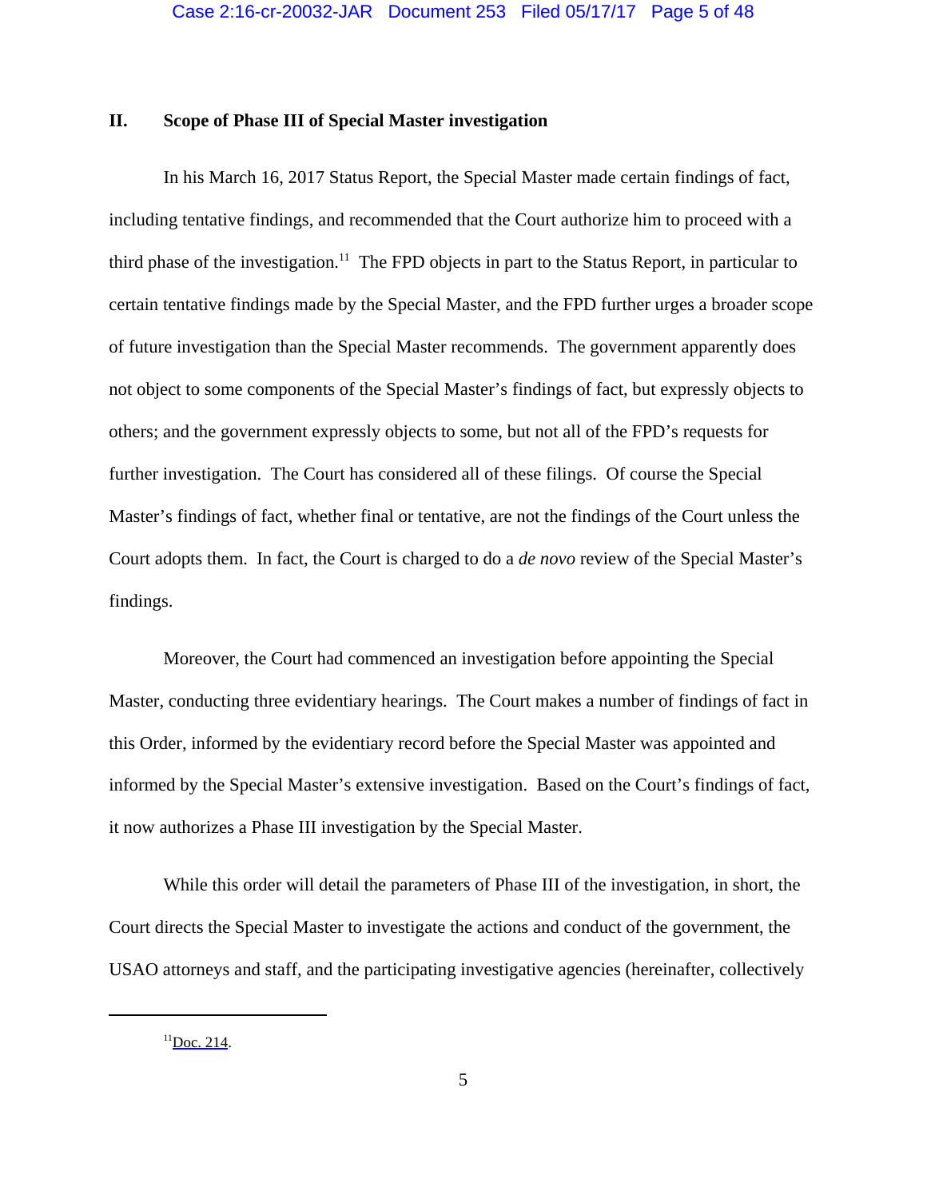## II. Scope of Phase III of Special Master investigation

In his March 16, 2017 Status Report, the Special Master made certain findings of fact, including tentative findings, and recommended that the Court authorize him to proceed with a third phase of the investigation.[11] The FPD objects in part to the Status Report, in particular to certain tentative findings made by the Special Master, and the FPD further urges a broader scope of future investigation than the Special Master recommends. The government apparently does not object to some components of the Special Master's findings of fact, but expressly objects to others; and the government expressly objects to some, but not all of the FPD's requests for further investigation. The Court has considered all of these filings. Of course the Special Master's findings of fact, whether final or tentative, are not the findings of the Court unless the Court adopts them. In fact, the Court is charged to do a *de novo* review of the Special Master's findings.

Moreover, the Court had commenced an investigation before appointing the Special Master, conducting three evidentiary hearings. The Court makes a number of findings of fact in this Order, informed by the evidentiary record before the Special Master was appointed and informed by the Special Master's extensive investigation. Based on the Court's findings of fact, it now authorizes a Phase III investigation by the Special Master.

While this order will detail the parameters of Phase III of the investigation, in short, the Court directs the Special Master to investigate the actions and conduct of the government, the USAO attorneys and staff, and the participating investigative agencies (hereinafter, collectively

---

[11] Doc. 214.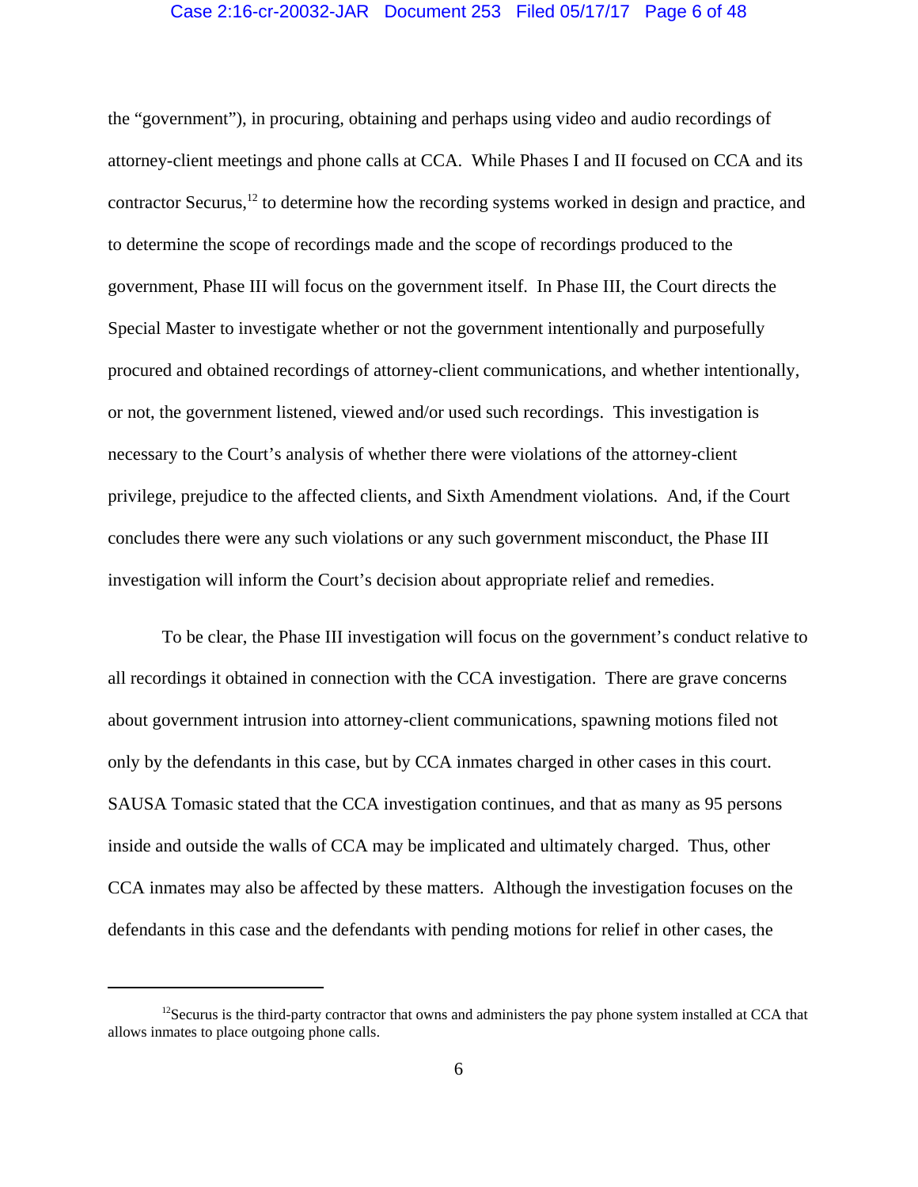the "government"), in procuring, obtaining and perhaps using video and audio recordings of attorney-client meetings and phone calls at CCA. While Phases I and II focused on CCA and its contractor Securus,[12] to determine how the recording systems worked in design and practice, and to determine the scope of recordings made and the scope of recordings produced to the government, Phase III will focus on the government itself. In Phase III, the Court directs the Special Master to investigate whether or not the government intentionally and purposefully procured and obtained recordings of attorney-client communications, and whether intentionally, or not, the government listened, viewed and/or used such recordings. This investigation is necessary to the Court's analysis of whether there were violations of the attorney-client privilege, prejudice to the affected clients, and Sixth Amendment violations. And, if the Court concludes there were any such violations or any such government misconduct, the Phase III investigation will inform the Court's decision about appropriate relief and remedies.

To be clear, the Phase III investigation will focus on the government's conduct relative to all recordings it obtained in connection with the CCA investigation. There are grave concerns about government intrusion into attorney-client communications, spawning motions filed not only by the defendants in this case, but by CCA inmates charged in other cases in this court. SAUSA Tomasic stated that the CCA investigation continues, and that as many as 95 persons inside and outside the walls of CCA may be implicated and ultimately charged. Thus, other CCA inmates may also be affected by these matters. Although the investigation focuses on the defendants in this case and the defendants with pending motions for relief in other cases, the

[12]Securus is the third-party contractor that owns and administers the pay phone system installed at CCA that allows inmates to place outgoing phone calls.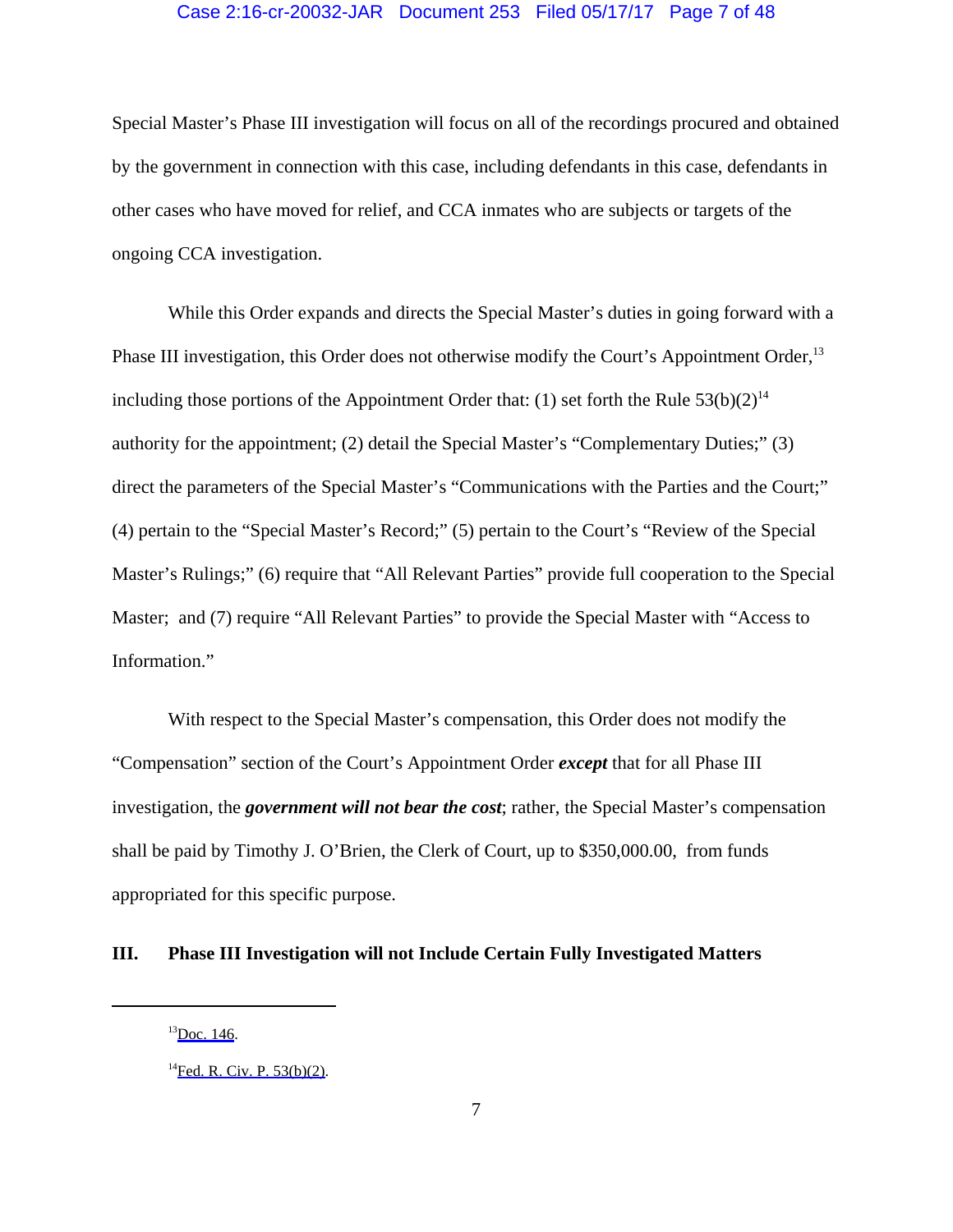Special Master's Phase III investigation will focus on all of the recordings procured and obtained by the government in connection with this case, including defendants in this case, defendants in other cases who have moved for relief, and CCA inmates who are subjects or targets of the ongoing CCA investigation.

While this Order expands and directs the Special Master's duties in going forward with a Phase III investigation, this Order does not otherwise modify the Court's Appointment Order,[13] including those portions of the Appointment Order that: (1) set forth the Rule 53(b)(2)[14] authority for the appointment; (2) detail the Special Master's "Complementary Duties;" (3) direct the parameters of the Special Master's "Communications with the Parties and the Court;" (4) pertain to the "Special Master's Record;" (5) pertain to the Court's "Review of the Special Master's Rulings;" (6) require that "All Relevant Parties" provide full cooperation to the Special Master; and (7) require "All Relevant Parties" to provide the Special Master with "Access to Information."

With respect to the Special Master's compensation, this Order does not modify the "Compensation" section of the Court's Appointment Order ***except*** that for all Phase III investigation, the ***government will not bear the cost***; rather, the Special Master's compensation shall be paid by Timothy J. O'Brien, the Clerk of Court, up to $350,000.00, from funds appropriated for this specific purpose.

## III. Phase III Investigation will not Include Certain Fully Investigated Matters

---

[13] Doc. 146.

[14] Fed. R. Civ. P. 53(b)(2).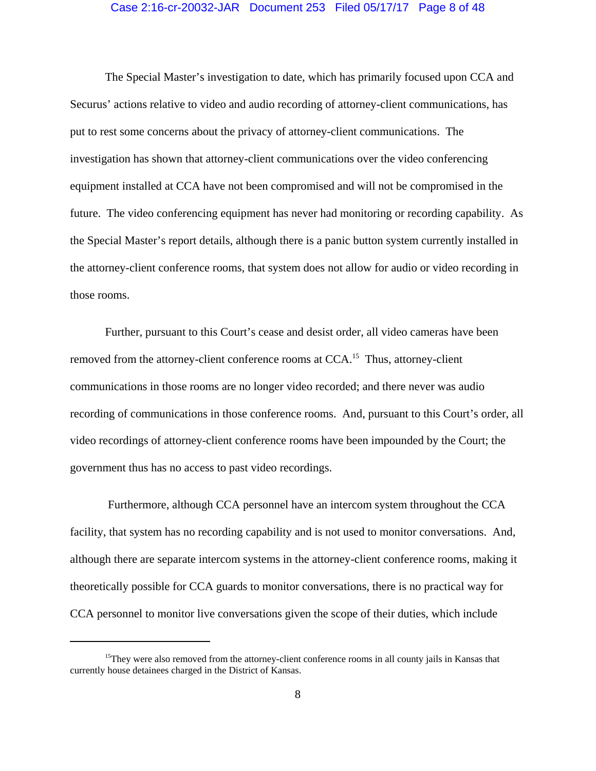The Special Master's investigation to date, which has primarily focused upon CCA and Securus' actions relative to video and audio recording of attorney-client communications, has put to rest some concerns about the privacy of attorney-client communications. The investigation has shown that attorney-client communications over the video conferencing equipment installed at CCA have not been compromised and will not be compromised in the future. The video conferencing equipment has never had monitoring or recording capability. As the Special Master's report details, although there is a panic button system currently installed in the attorney-client conference rooms, that system does not allow for audio or video recording in those rooms.

Further, pursuant to this Court's cease and desist order, all video cameras have been removed from the attorney-client conference rooms at CCA.[15] Thus, attorney-client communications in those rooms are no longer video recorded; and there never was audio recording of communications in those conference rooms. And, pursuant to this Court's order, all video recordings of attorney-client conference rooms have been impounded by the Court; the government thus has no access to past video recordings.

Furthermore, although CCA personnel have an intercom system throughout the CCA facility, that system has no recording capability and is not used to monitor conversations. And, although there are separate intercom systems in the attorney-client conference rooms, making it theoretically possible for CCA guards to monitor conversations, there is no practical way for CCA personnel to monitor live conversations given the scope of their duties, which include

---

[15] They were also removed from the attorney-client conference rooms in all county jails in Kansas that currently house detainees charged in the District of Kansas.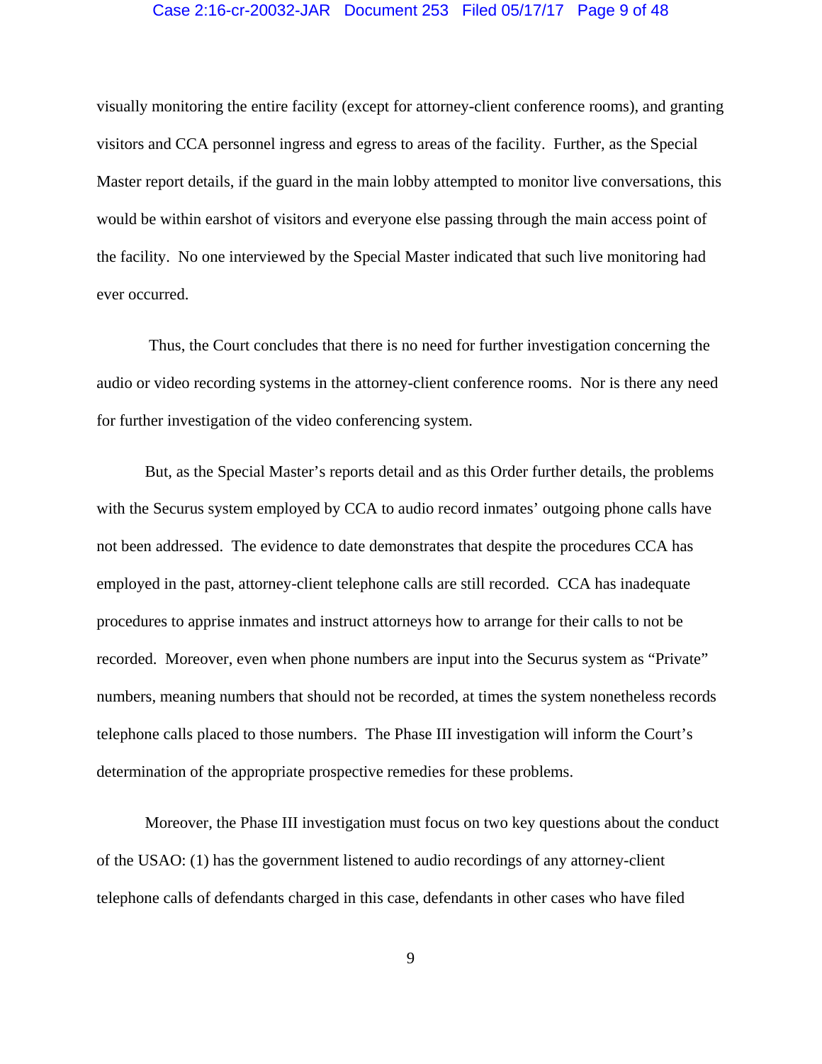visually monitoring the entire facility (except for attorney-client conference rooms), and granting visitors and CCA personnel ingress and egress to areas of the facility. Further, as the Special Master report details, if the guard in the main lobby attempted to monitor live conversations, this would be within earshot of visitors and everyone else passing through the main access point of the facility. No one interviewed by the Special Master indicated that such live monitoring had ever occurred.

Thus, the Court concludes that there is no need for further investigation concerning the audio or video recording systems in the attorney-client conference rooms. Nor is there any need for further investigation of the video conferencing system.

But, as the Special Master's reports detail and as this Order further details, the problems with the Securus system employed by CCA to audio record inmates' outgoing phone calls have not been addressed. The evidence to date demonstrates that despite the procedures CCA has employed in the past, attorney-client telephone calls are still recorded. CCA has inadequate procedures to apprise inmates and instruct attorneys how to arrange for their calls to not be recorded. Moreover, even when phone numbers are input into the Securus system as "Private" numbers, meaning numbers that should not be recorded, at times the system nonetheless records telephone calls placed to those numbers. The Phase III investigation will inform the Court's determination of the appropriate prospective remedies for these problems.

Moreover, the Phase III investigation must focus on two key questions about the conduct of the USAO: (1) has the government listened to audio recordings of any attorney-client telephone calls of defendants charged in this case, defendants in other cases who have filed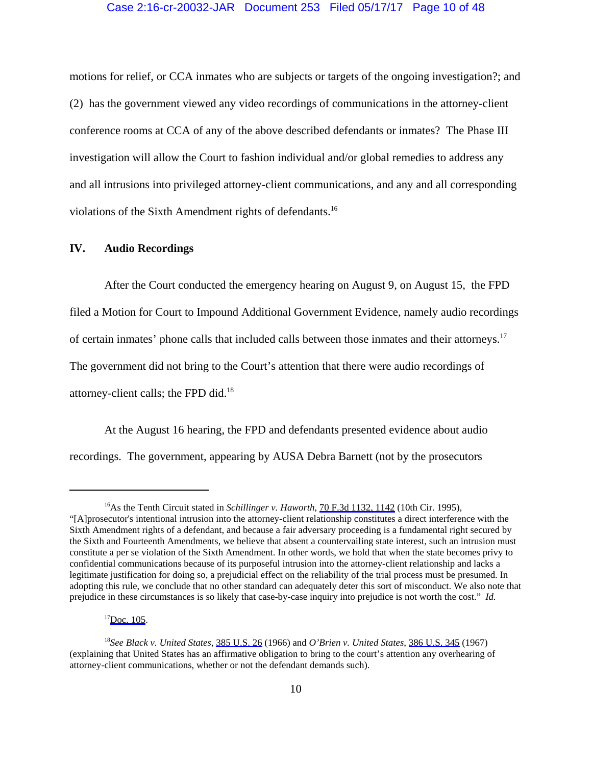motions for relief, or CCA inmates who are subjects or targets of the ongoing investigation?; and (2) has the government viewed any video recordings of communications in the attorney-client conference rooms at CCA of any of the above described defendants or inmates? The Phase III investigation will allow the Court to fashion individual and/or global remedies to address any and all intrusions into privileged attorney-client communications, and any and all corresponding violations of the Sixth Amendment rights of defendants.[16]

## IV. Audio Recordings

After the Court conducted the emergency hearing on August 9, on August 15, the FPD filed a Motion for Court to Impound Additional Government Evidence, namely audio recordings of certain inmates' phone calls that included calls between those inmates and their attorneys.[17] The government did not bring to the Court's attention that there were audio recordings of attorney-client calls; the FPD did.[18]

At the August 16 hearing, the FPD and defendants presented evidence about audio recordings. The government, appearing by AUSA Debra Barnett (not by the prosecutors

---

[16]As the Tenth Circuit stated in *Schillinger v. Haworth*, 70 F.3d 1132, 1142 (10th Cir. 1995), "[A]prosecutor's intentional intrusion into the attorney-client relationship constitutes a direct interference with the Sixth Amendment rights of a defendant, and because a fair adversary proceeding is a fundamental right secured by the Sixth and Fourteenth Amendments, we believe that absent a countervailing state interest, such an intrusion must constitute a per se violation of the Sixth Amendment. In other words, we hold that when the state becomes privy to confidential communications because of its purposeful intrusion into the attorney-client relationship and lacks a legitimate justification for doing so, a prejudicial effect on the reliability of the trial process must be presumed. In adopting this rule, we conclude that no other standard can adequately deter this sort of misconduct. We also note that prejudice in these circumstances is so likely that case-by-case inquiry into prejudice is not worth the cost." *Id.*

[17]Doc. 105.

[18]*See Black v. United States*, 385 U.S. 26 (1966) and *O'Brien v. United States*, 386 U.S. 345 (1967) (explaining that United States has an affirmative obligation to bring to the court's attention any overhearing of attorney-client communications, whether or not the defendant demands such).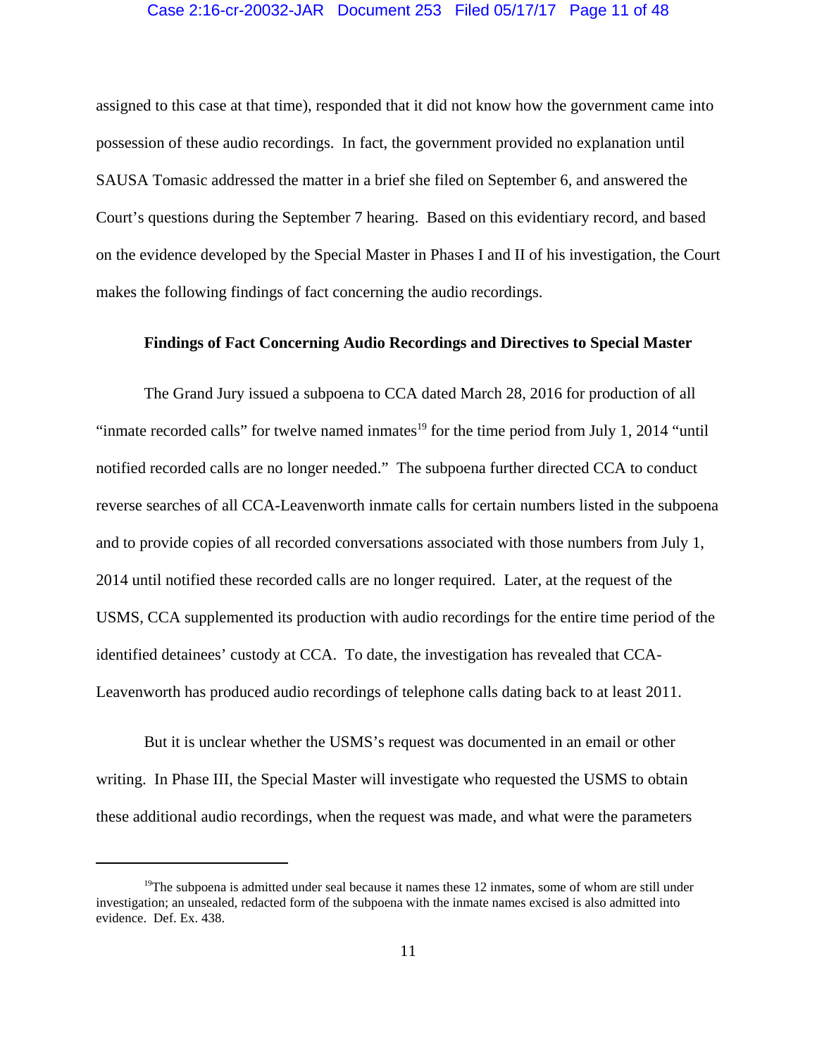assigned to this case at that time), responded that it did not know how the government came into possession of these audio recordings. In fact, the government provided no explanation until SAUSA Tomasic addressed the matter in a brief she filed on September 6, and answered the Court's questions during the September 7 hearing. Based on this evidentiary record, and based on the evidence developed by the Special Master in Phases I and II of his investigation, the Court makes the following findings of fact concerning the audio recordings.

**Findings of Fact Concerning Audio Recordings and Directives to Special Master**

The Grand Jury issued a subpoena to CCA dated March 28, 2016 for production of all "inmate recorded calls" for twelve named inmates[19] for the time period from July 1, 2014 "until notified recorded calls are no longer needed." The subpoena further directed CCA to conduct reverse searches of all CCA-Leavenworth inmate calls for certain numbers listed in the subpoena and to provide copies of all recorded conversations associated with those numbers from July 1, 2014 until notified these recorded calls are no longer required. Later, at the request of the USMS, CCA supplemented its production with audio recordings for the entire time period of the identified detainees' custody at CCA. To date, the investigation has revealed that CCA-Leavenworth has produced audio recordings of telephone calls dating back to at least 2011.

But it is unclear whether the USMS's request was documented in an email or other writing. In Phase III, the Special Master will investigate who requested the USMS to obtain these additional audio recordings, when the request was made, and what were the parameters

---

[19]The subpoena is admitted under seal because it names these 12 inmates, some of whom are still under investigation; an unsealed, redacted form of the subpoena with the inmate names excised is also admitted into evidence. Def. Ex. 438.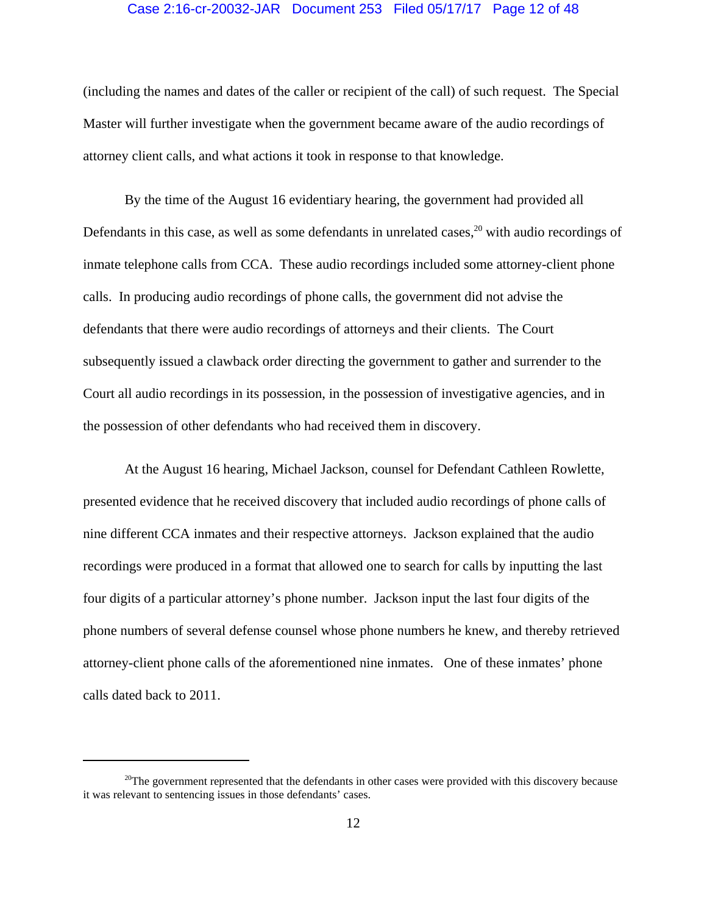(including the names and dates of the caller or recipient of the call) of such request. The Special Master will further investigate when the government became aware of the audio recordings of attorney client calls, and what actions it took in response to that knowledge.

By the time of the August 16 evidentiary hearing, the government had provided all Defendants in this case, as well as some defendants in unrelated cases,[20] with audio recordings of inmate telephone calls from CCA. These audio recordings included some attorney-client phone calls. In producing audio recordings of phone calls, the government did not advise the defendants that there were audio recordings of attorneys and their clients. The Court subsequently issued a clawback order directing the government to gather and surrender to the Court all audio recordings in its possession, in the possession of investigative agencies, and in the possession of other defendants who had received them in discovery.

At the August 16 hearing, Michael Jackson, counsel for Defendant Cathleen Rowlette, presented evidence that he received discovery that included audio recordings of phone calls of nine different CCA inmates and their respective attorneys. Jackson explained that the audio recordings were produced in a format that allowed one to search for calls by inputting the last four digits of a particular attorney's phone number. Jackson input the last four digits of the phone numbers of several defense counsel whose phone numbers he knew, and thereby retrieved attorney-client phone calls of the aforementioned nine inmates. One of these inmates' phone calls dated back to 2011.

---

[20]The government represented that the defendants in other cases were provided with this discovery because it was relevant to sentencing issues in those defendants' cases.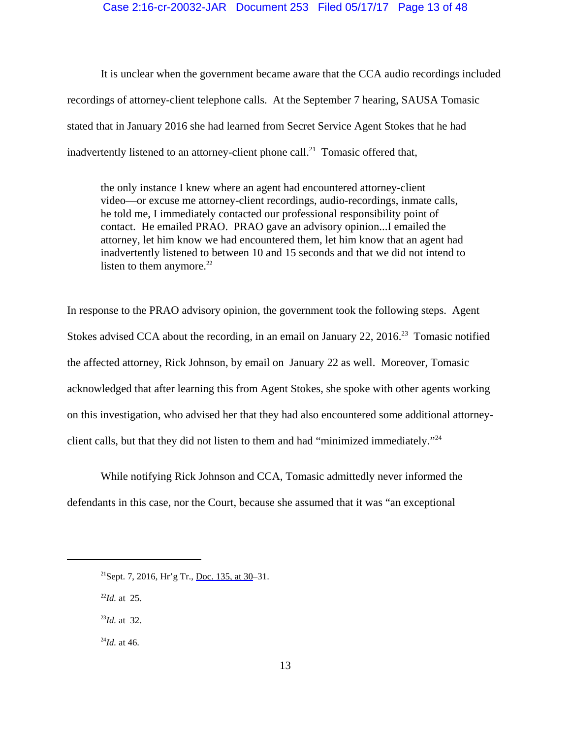It is unclear when the government became aware that the CCA audio recordings included recordings of attorney-client telephone calls. At the September 7 hearing, SAUSA Tomasic stated that in January 2016 she had learned from Secret Service Agent Stokes that he had inadvertently listened to an attorney-client phone call.[21] Tomasic offered that,

> the only instance I knew where an agent had encountered attorney-client video—or excuse me attorney-client recordings, audio-recordings, inmate calls, he told me, I immediately contacted our professional responsibility point of contact. He emailed PRAO. PRAO gave an advisory opinion...I emailed the attorney, let him know we had encountered them, let him know that an agent had inadvertently listened to between 10 and 15 seconds and that we did not intend to listen to them anymore.[22]

In response to the PRAO advisory opinion, the government took the following steps. Agent Stokes advised CCA about the recording, in an email on January 22, 2016.[23] Tomasic notified the affected attorney, Rick Johnson, by email on January 22 as well. Moreover, Tomasic acknowledged that after learning this from Agent Stokes, she spoke with other agents working on this investigation, who advised her that they had also encountered some additional attorney-client calls, but that they did not listen to them and had "minimized immediately."[24]

While notifying Rick Johnson and CCA, Tomasic admittedly never informed the defendants in this case, nor the Court, because she assumed that it was "an exceptional

---

[21] Sept. 7, 2016, Hr'g Tr., Doc. 135, at 30–31.

[22] *Id.* at 25.

[23] *Id.* at 32.

[24] *Id.* at 46.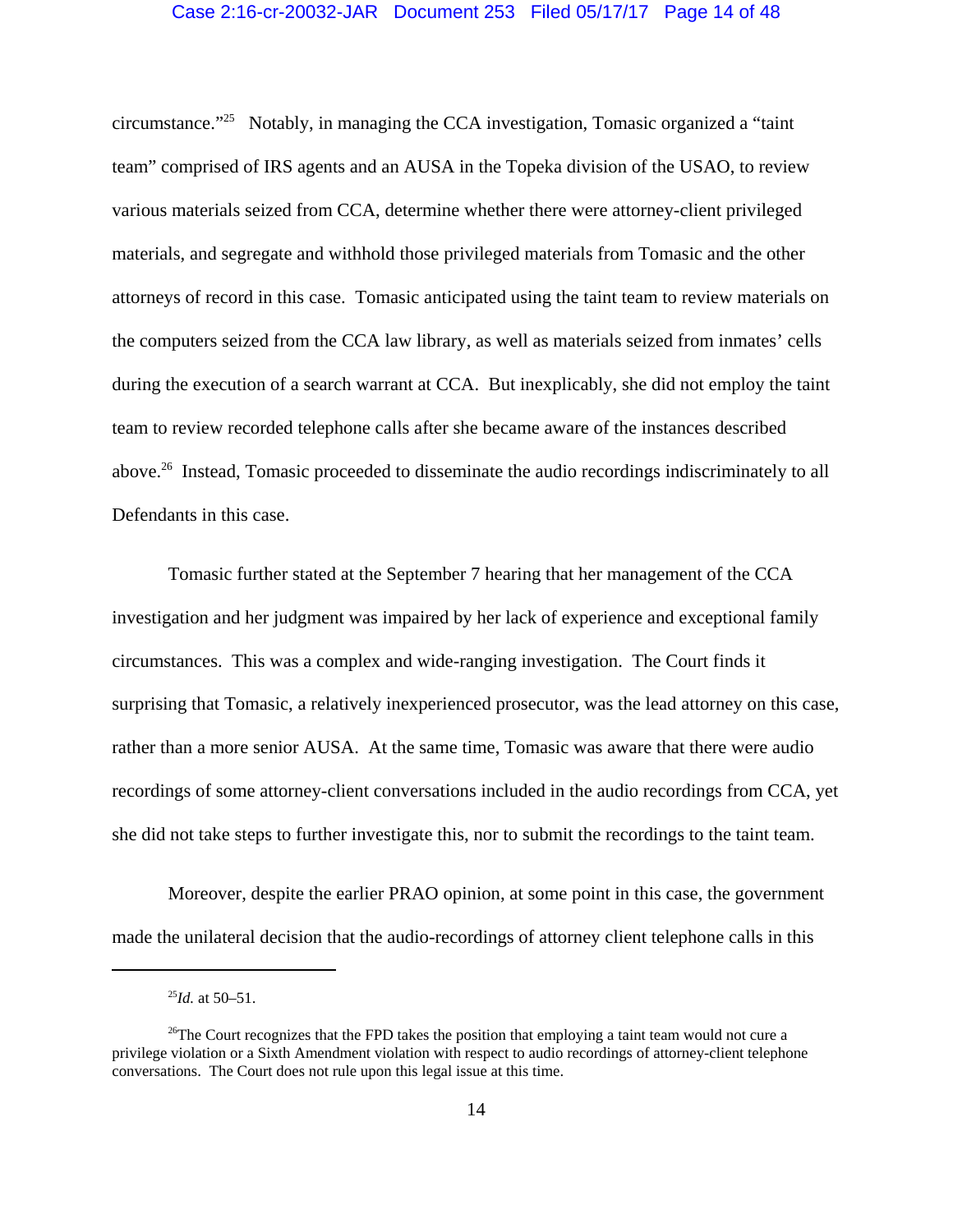circumstance."[25] Notably, in managing the CCA investigation, Tomasic organized a "taint team" comprised of IRS agents and an AUSA in the Topeka division of the USAO, to review various materials seized from CCA, determine whether there were attorney-client privileged materials, and segregate and withhold those privileged materials from Tomasic and the other attorneys of record in this case. Tomasic anticipated using the taint team to review materials on the computers seized from the CCA law library, as well as materials seized from inmates' cells during the execution of a search warrant at CCA. But inexplicably, she did not employ the taint team to review recorded telephone calls after she became aware of the instances described above.[26] Instead, Tomasic proceeded to disseminate the audio recordings indiscriminately to all Defendants in this case.

Tomasic further stated at the September 7 hearing that her management of the CCA investigation and her judgment was impaired by her lack of experience and exceptional family circumstances. This was a complex and wide-ranging investigation. The Court finds it surprising that Tomasic, a relatively inexperienced prosecutor, was the lead attorney on this case, rather than a more senior AUSA. At the same time, Tomasic was aware that there were audio recordings of some attorney-client conversations included in the audio recordings from CCA, yet she did not take steps to further investigate this, nor to submit the recordings to the taint team.

Moreover, despite the earlier PRAO opinion, at some point in this case, the government made the unilateral decision that the audio-recordings of attorney client telephone calls in this

---

[25] *Id.* at 50–51.

[26] The Court recognizes that the FPD takes the position that employing a taint team would not cure a privilege violation or a Sixth Amendment violation with respect to audio recordings of attorney-client telephone conversations. The Court does not rule upon this legal issue at this time.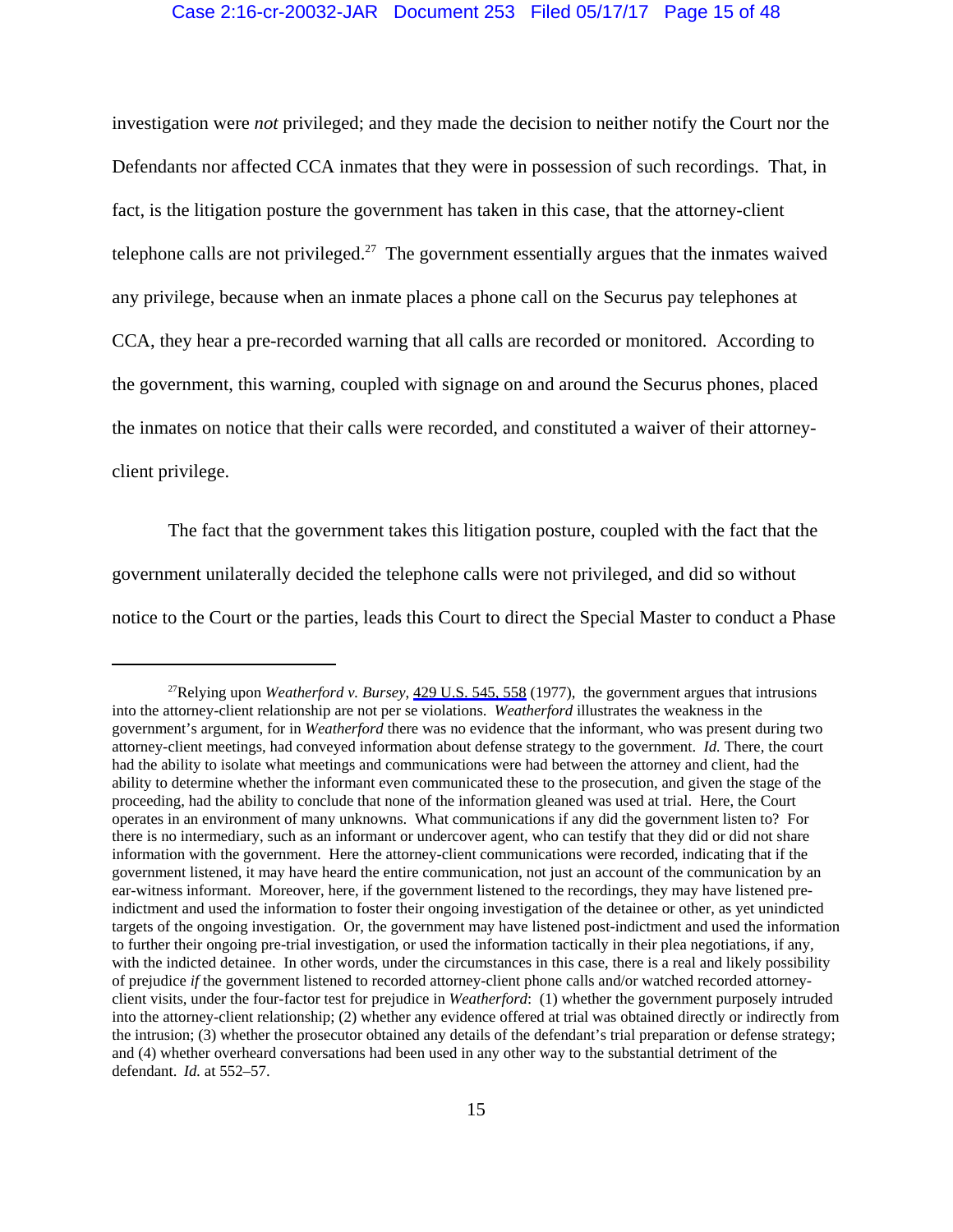investigation were *not* privileged; and they made the decision to neither notify the Court nor the Defendants nor affected CCA inmates that they were in possession of such recordings. That, in fact, is the litigation posture the government has taken in this case, that the attorney-client telephone calls are not privileged.[27] The government essentially argues that the inmates waived any privilege, because when an inmate places a phone call on the Securus pay telephones at CCA, they hear a pre-recorded warning that all calls are recorded or monitored. According to the government, this warning, coupled with signage on and around the Securus phones, placed the inmates on notice that their calls were recorded, and constituted a waiver of their attorney-client privilege.

The fact that the government takes this litigation posture, coupled with the fact that the government unilaterally decided the telephone calls were not privileged, and did so without notice to the Court or the parties, leads this Court to direct the Special Master to conduct a Phase

---

[27]Relying upon *Weatherford v. Bursey*, 429 U.S. 545, 558 (1977), the government argues that intrusions into the attorney-client relationship are not per se violations. *Weatherford* illustrates the weakness in the government's argument, for in *Weatherford* there was no evidence that the informant, who was present during two attorney-client meetings, had conveyed information about defense strategy to the government. *Id.* There, the court had the ability to isolate what meetings and communications were had between the attorney and client, had the ability to determine whether the informant even communicated these to the prosecution, and given the stage of the proceeding, had the ability to conclude that none of the information gleaned was used at trial. Here, the Court operates in an environment of many unknowns. What communications if any did the government listen to? For there is no intermediary, such as an informant or undercover agent, who can testify that they did or did not share information with the government. Here the attorney-client communications were recorded, indicating that if the government listened, it may have heard the entire communication, not just an account of the communication by an ear-witness informant. Moreover, here, if the government listened to the recordings, they may have listened pre-indictment and used the information to foster their ongoing investigation of the detainee or other, as yet unindicted targets of the ongoing investigation. Or, the government may have listened post-indictment and used the information to further their ongoing pre-trial investigation, or used the information tactically in their plea negotiations, if any, with the indicted detainee. In other words, under the circumstances in this case, there is a real and likely possibility of prejudice *if* the government listened to recorded attorney-client phone calls and/or watched recorded attorney-client visits, under the four-factor test for prejudice in *Weatherford*: (1) whether the government purposely intruded into the attorney-client relationship; (2) whether any evidence offered at trial was obtained directly or indirectly from the intrusion; (3) whether the prosecutor obtained any details of the defendant's trial preparation or defense strategy; and (4) whether overheard conversations had been used in any other way to the substantial detriment of the defendant. *Id.* at 552–57.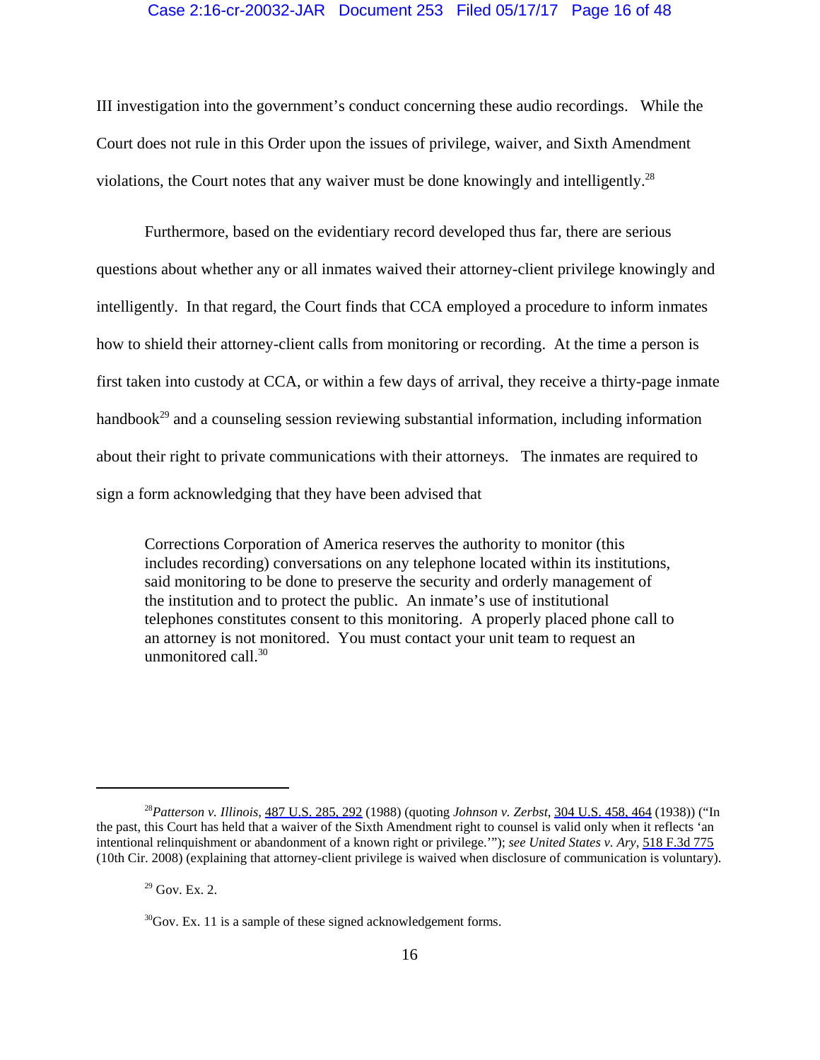III investigation into the government's conduct concerning these audio recordings. While the Court does not rule in this Order upon the issues of privilege, waiver, and Sixth Amendment violations, the Court notes that any waiver must be done knowingly and intelligently.[28]

Furthermore, based on the evidentiary record developed thus far, there are serious questions about whether any or all inmates waived their attorney-client privilege knowingly and intelligently. In that regard, the Court finds that CCA employed a procedure to inform inmates how to shield their attorney-client calls from monitoring or recording. At the time a person is first taken into custody at CCA, or within a few days of arrival, they receive a thirty-page inmate handbook[29] and a counseling session reviewing substantial information, including information about their right to private communications with their attorneys. The inmates are required to sign a form acknowledging that they have been advised that

> Corrections Corporation of America reserves the authority to monitor (this includes recording) conversations on any telephone located within its institutions, said monitoring to be done to preserve the security and orderly management of the institution and to protect the public. An inmate's use of institutional telephones constitutes consent to this monitoring. A properly placed phone call to an attorney is not monitored. You must contact your unit team to request an unmonitored call.[30]

---

[28] *Patterson v. Illinois*, 487 U.S. 285, 292 (1988) (quoting *Johnson v. Zerbst*, 304 U.S. 458, 464 (1938)) ("In the past, this Court has held that a waiver of the Sixth Amendment right to counsel is valid only when it reflects 'an intentional relinquishment or abandonment of a known right or privilege.'"); *see United States v. Ary*, 518 F.3d 775 (10th Cir. 2008) (explaining that attorney-client privilege is waived when disclosure of communication is voluntary).

[29] Gov. Ex. 2.

[30] Gov. Ex. 11 is a sample of these signed acknowledgement forms.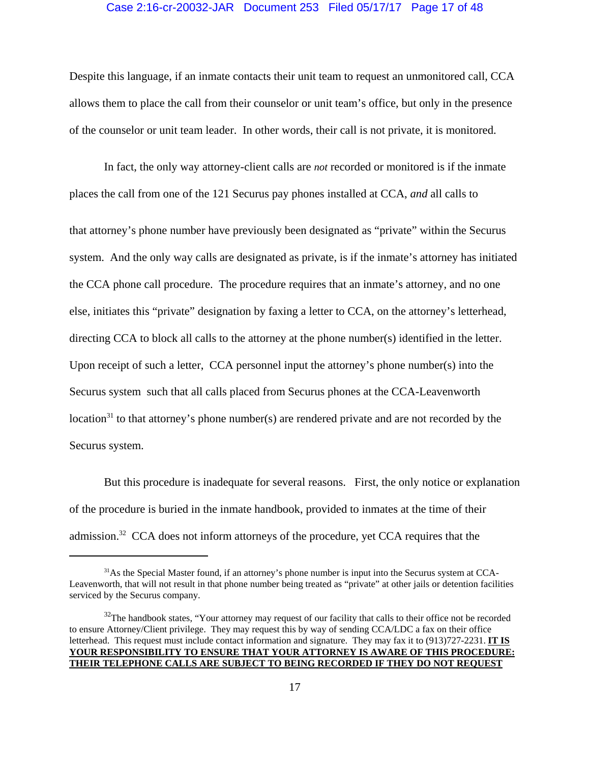Despite this language, if an inmate contacts their unit team to request an unmonitored call, CCA allows them to place the call from their counselor or unit team's office, but only in the presence of the counselor or unit team leader. In other words, their call is not private, it is monitored.

In fact, the only way attorney-client calls are *not* recorded or monitored is if the inmate places the call from one of the 121 Securus pay phones installed at CCA, *and* all calls to that attorney's phone number have previously been designated as "private" within the Securus system. And the only way calls are designated as private, is if the inmate's attorney has initiated the CCA phone call procedure. The procedure requires that an inmate's attorney, and no one else, initiates this "private" designation by faxing a letter to CCA, on the attorney's letterhead, directing CCA to block all calls to the attorney at the phone number(s) identified in the letter. Upon receipt of such a letter, CCA personnel input the attorney's phone number(s) into the Securus system such that all calls placed from Securus phones at the CCA-Leavenworth location[31] to that attorney's phone number(s) are rendered private and are not recorded by the Securus system.

But this procedure is inadequate for several reasons. First, the only notice or explanation of the procedure is buried in the inmate handbook, provided to inmates at the time of their admission.[32] CCA does not inform attorneys of the procedure, yet CCA requires that the

---

[31]As the Special Master found, if an attorney's phone number is input into the Securus system at CCA-Leavenworth, that will not result in that phone number being treated as "private" at other jails or detention facilities serviced by the Securus company.

[32]The handbook states, "Your attorney may request of our facility that calls to their office not be recorded to ensure Attorney/Client privilege. They may request this by way of sending CCA/LDC a fax on their office letterhead. This request must include contact information and signature. They may fax it to (913)727-2231. **IT IS YOUR RESPONSIBILITY TO ENSURE THAT YOUR ATTORNEY IS AWARE OF THIS PROCEDURE: THEIR TELEPHONE CALLS ARE SUBJECT TO BEING RECORDED IF THEY DO NOT REQUEST**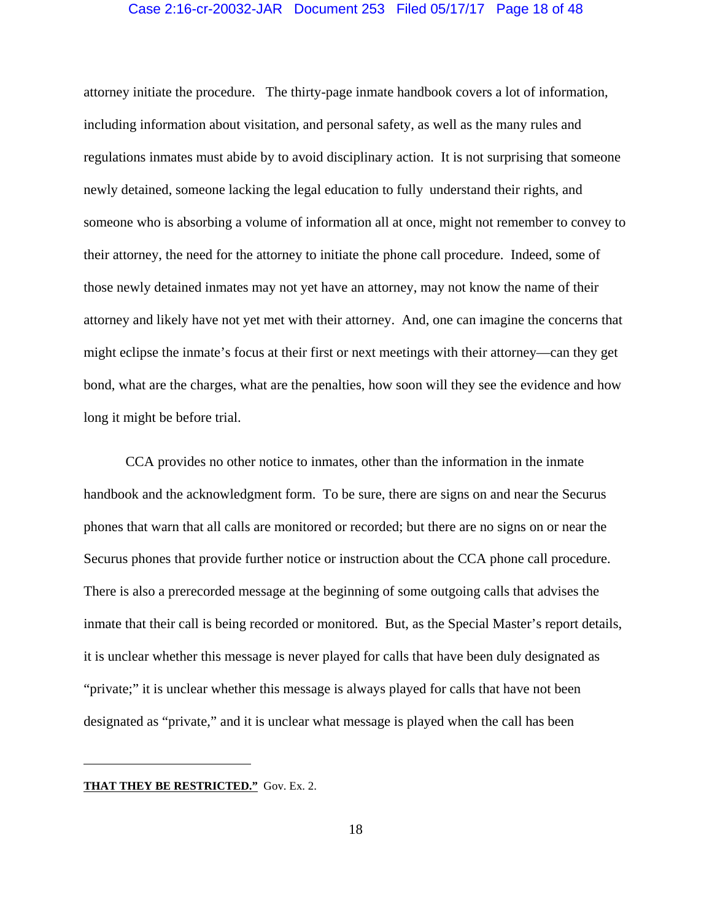attorney initiate the procedure. The thirty-page inmate handbook covers a lot of information, including information about visitation, and personal safety, as well as the many rules and regulations inmates must abide by to avoid disciplinary action. It is not surprising that someone newly detained, someone lacking the legal education to fully understand their rights, and someone who is absorbing a volume of information all at once, might not remember to convey to their attorney, the need for the attorney to initiate the phone call procedure. Indeed, some of those newly detained inmates may not yet have an attorney, may not know the name of their attorney and likely have not yet met with their attorney. And, one can imagine the concerns that might eclipse the inmate's focus at their first or next meetings with their attorney—can they get bond, what are the charges, what are the penalties, how soon will they see the evidence and how long it might be before trial.

CCA provides no other notice to inmates, other than the information in the inmate handbook and the acknowledgment form. To be sure, there are signs on and near the Securus phones that warn that all calls are monitored or recorded; but there are no signs on or near the Securus phones that provide further notice or instruction about the CCA phone call procedure. There is also a prerecorded message at the beginning of some outgoing calls that advises the inmate that their call is being recorded or monitored. But, as the Special Master's report details, it is unclear whether this message is never played for calls that have been duly designated as "private;" it is unclear whether this message is always played for calls that have not been designated as "private," and it is unclear what message is played when the call has been

---

**THAT THEY BE RESTRICTED."** Gov. Ex. 2.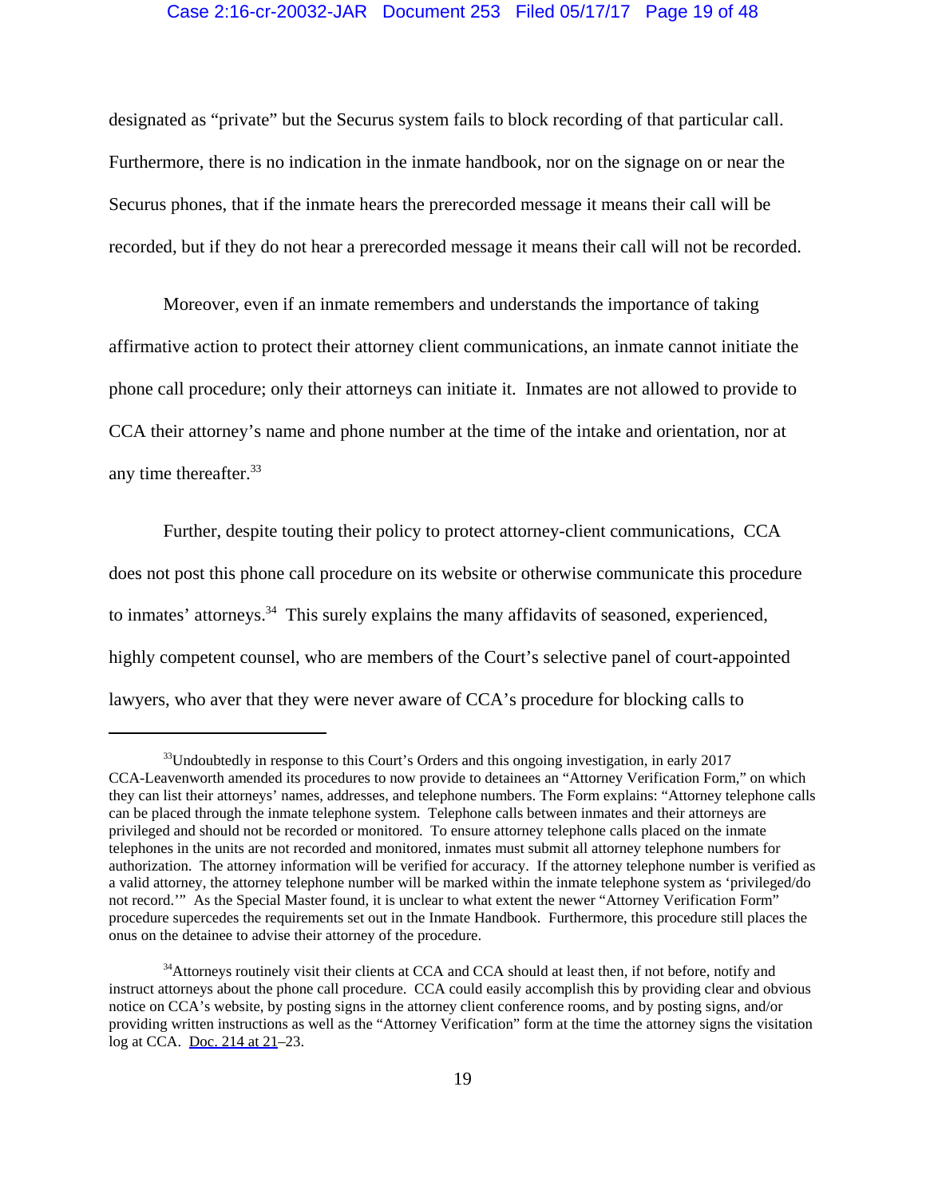designated as "private" but the Securus system fails to block recording of that particular call. Furthermore, there is no indication in the inmate handbook, nor on the signage on or near the Securus phones, that if the inmate hears the prerecorded message it means their call will be recorded, but if they do not hear a prerecorded message it means their call will not be recorded.

Moreover, even if an inmate remembers and understands the importance of taking affirmative action to protect their attorney client communications, an inmate cannot initiate the phone call procedure; only their attorneys can initiate it. Inmates are not allowed to provide to CCA their attorney's name and phone number at the time of the intake and orientation, nor at any time thereafter.[33]

Further, despite touting their policy to protect attorney-client communications, CCA does not post this phone call procedure on its website or otherwise communicate this procedure to inmates' attorneys.[34] This surely explains the many affidavits of seasoned, experienced, highly competent counsel, who are members of the Court's selective panel of court-appointed lawyers, who aver that they were never aware of CCA's procedure for blocking calls to

---

[33]Undoubtedly in response to this Court's Orders and this ongoing investigation, in early 2017 CCA-Leavenworth amended its procedures to now provide to detainees an "Attorney Verification Form," on which they can list their attorneys' names, addresses, and telephone numbers. The Form explains: "Attorney telephone calls can be placed through the inmate telephone system. Telephone calls between inmates and their attorneys are privileged and should not be recorded or monitored. To ensure attorney telephone calls placed on the inmate telephones in the units are not recorded and monitored, inmates must submit all attorney telephone numbers for authorization. The attorney information will be verified for accuracy. If the attorney telephone number is verified as a valid attorney, the attorney telephone number will be marked within the inmate telephone system as 'privileged/do not record.'" As the Special Master found, it is unclear to what extent the newer "Attorney Verification Form" procedure supercedes the requirements set out in the Inmate Handbook. Furthermore, this procedure still places the onus on the detainee to advise their attorney of the procedure.

[34]Attorneys routinely visit their clients at CCA and CCA should at least then, if not before, notify and instruct attorneys about the phone call procedure. CCA could easily accomplish this by providing clear and obvious notice on CCA's website, by posting signs in the attorney client conference rooms, and by posting signs, and/or providing written instructions as well as the "Attorney Verification" form at the time the attorney signs the visitation log at CCA. Doc. 214 at 21–23.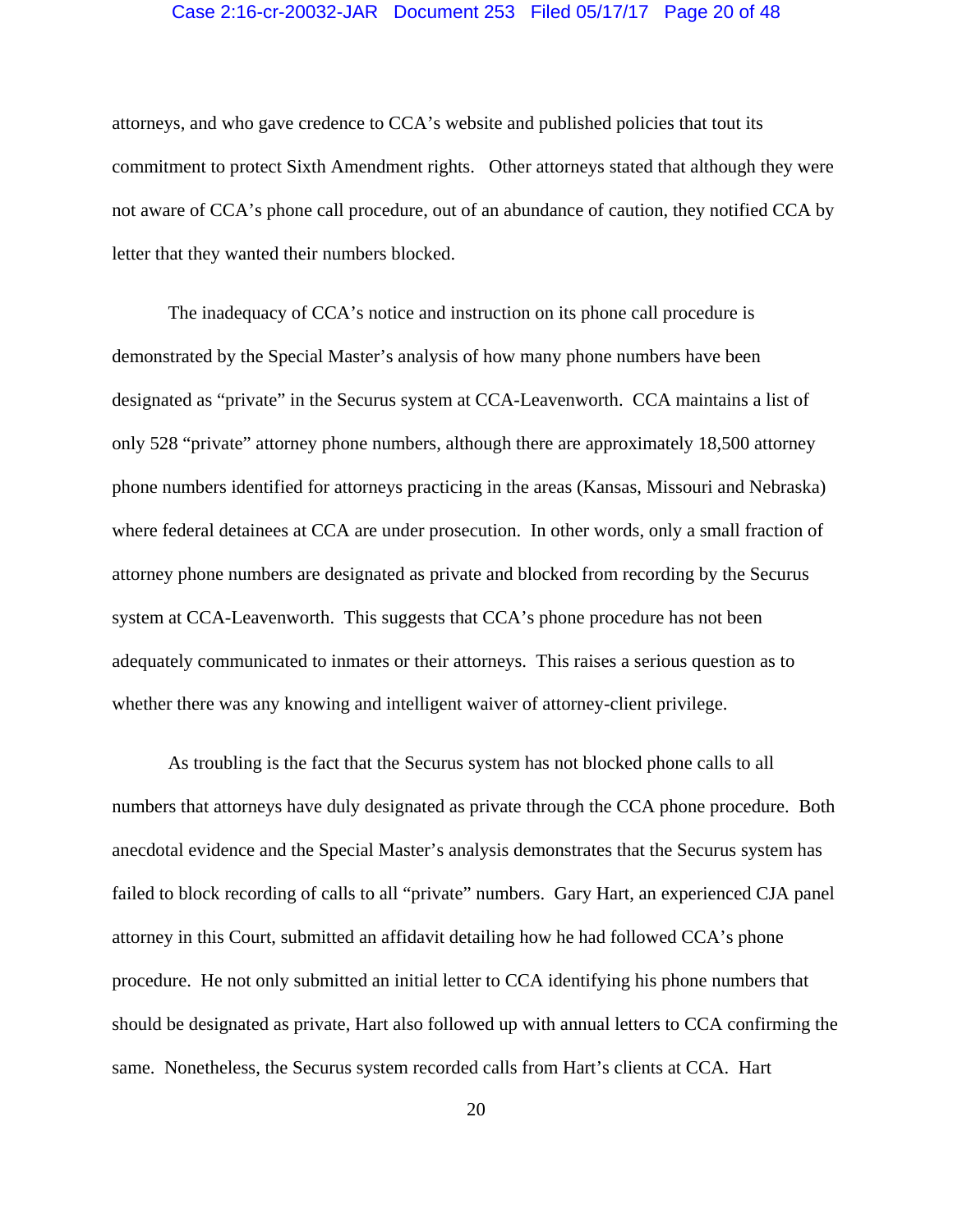attorneys, and who gave credence to CCA's website and published policies that tout its commitment to protect Sixth Amendment rights. Other attorneys stated that although they were not aware of CCA's phone call procedure, out of an abundance of caution, they notified CCA by letter that they wanted their numbers blocked.

The inadequacy of CCA's notice and instruction on its phone call procedure is demonstrated by the Special Master's analysis of how many phone numbers have been designated as "private" in the Securus system at CCA-Leavenworth. CCA maintains a list of only 528 "private" attorney phone numbers, although there are approximately 18,500 attorney phone numbers identified for attorneys practicing in the areas (Kansas, Missouri and Nebraska) where federal detainees at CCA are under prosecution. In other words, only a small fraction of attorney phone numbers are designated as private and blocked from recording by the Securus system at CCA-Leavenworth. This suggests that CCA's phone procedure has not been adequately communicated to inmates or their attorneys. This raises a serious question as to whether there was any knowing and intelligent waiver of attorney-client privilege.

As troubling is the fact that the Securus system has not blocked phone calls to all numbers that attorneys have duly designated as private through the CCA phone procedure. Both anecdotal evidence and the Special Master's analysis demonstrates that the Securus system has failed to block recording of calls to all "private" numbers. Gary Hart, an experienced CJA panel attorney in this Court, submitted an affidavit detailing how he had followed CCA's phone procedure. He not only submitted an initial letter to CCA identifying his phone numbers that should be designated as private, Hart also followed up with annual letters to CCA confirming the same. Nonetheless, the Securus system recorded calls from Hart's clients at CCA. Hart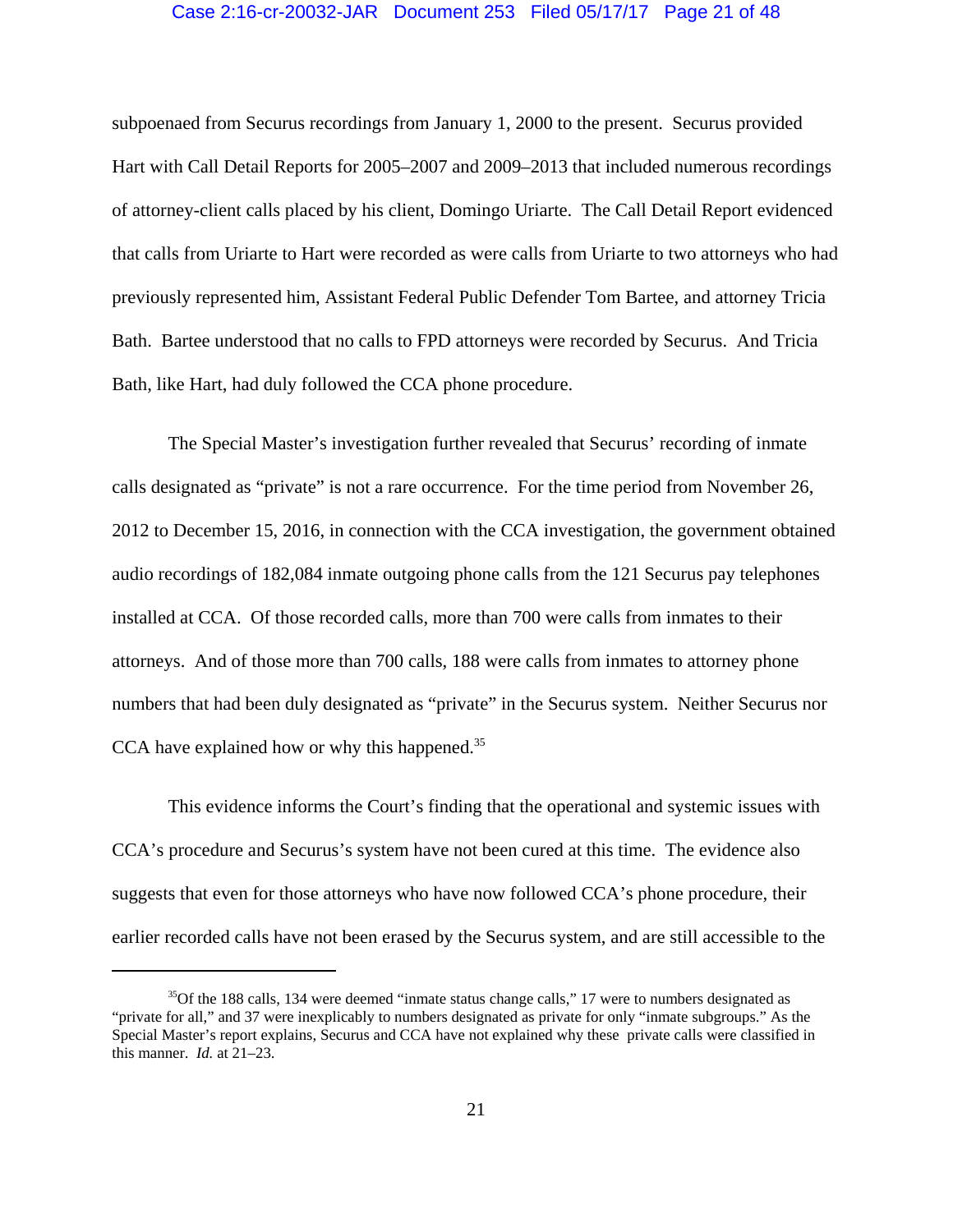subpoenaed from Securus recordings from January 1, 2000 to the present. Securus provided Hart with Call Detail Reports for 2005–2007 and 2009–2013 that included numerous recordings of attorney-client calls placed by his client, Domingo Uriarte. The Call Detail Report evidenced that calls from Uriarte to Hart were recorded as were calls from Uriarte to two attorneys who had previously represented him, Assistant Federal Public Defender Tom Bartee, and attorney Tricia Bath. Bartee understood that no calls to FPD attorneys were recorded by Securus. And Tricia Bath, like Hart, had duly followed the CCA phone procedure.

The Special Master's investigation further revealed that Securus' recording of inmate calls designated as "private" is not a rare occurrence. For the time period from November 26, 2012 to December 15, 2016, in connection with the CCA investigation, the government obtained audio recordings of 182,084 inmate outgoing phone calls from the 121 Securus pay telephones installed at CCA. Of those recorded calls, more than 700 were calls from inmates to their attorneys. And of those more than 700 calls, 188 were calls from inmates to attorney phone numbers that had been duly designated as "private" in the Securus system. Neither Securus nor CCA have explained how or why this happened.[35]

This evidence informs the Court's finding that the operational and systemic issues with CCA's procedure and Securus's system have not been cured at this time. The evidence also suggests that even for those attorneys who have now followed CCA's phone procedure, their earlier recorded calls have not been erased by the Securus system, and are still accessible to the

---

[35] Of the 188 calls, 134 were deemed "inmate status change calls," 17 were to numbers designated as "private for all," and 37 were inexplicably to numbers designated as private for only "inmate subgroups." As the Special Master's report explains, Securus and CCA have not explained why these private calls were classified in this manner. *Id.* at 21–23.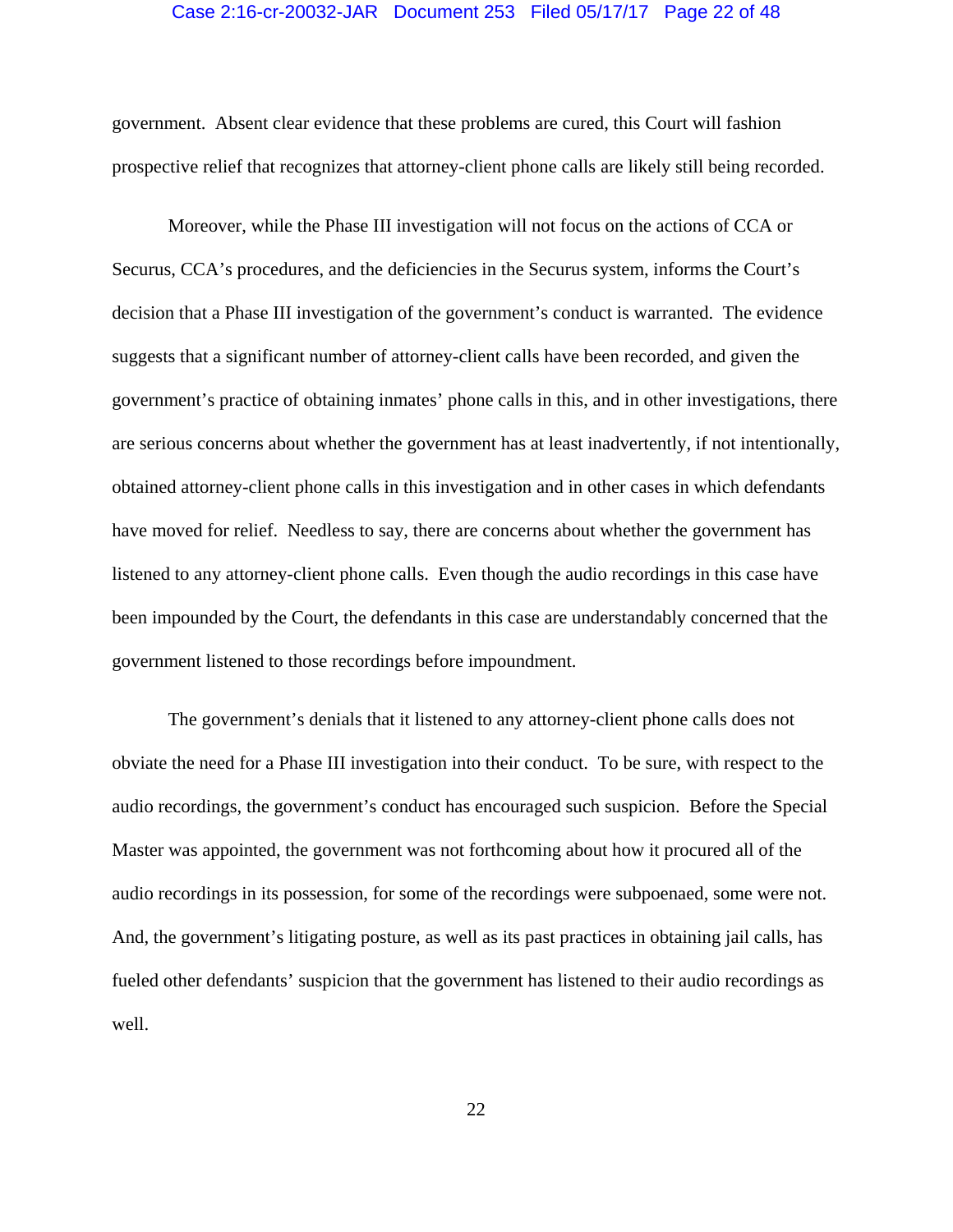government. Absent clear evidence that these problems are cured, this Court will fashion prospective relief that recognizes that attorney-client phone calls are likely still being recorded.

Moreover, while the Phase III investigation will not focus on the actions of CCA or Securus, CCA's procedures, and the deficiencies in the Securus system, informs the Court's decision that a Phase III investigation of the government's conduct is warranted. The evidence suggests that a significant number of attorney-client calls have been recorded, and given the government's practice of obtaining inmates' phone calls in this, and in other investigations, there are serious concerns about whether the government has at least inadvertently, if not intentionally, obtained attorney-client phone calls in this investigation and in other cases in which defendants have moved for relief. Needless to say, there are concerns about whether the government has listened to any attorney-client phone calls. Even though the audio recordings in this case have been impounded by the Court, the defendants in this case are understandably concerned that the government listened to those recordings before impoundment.

The government's denials that it listened to any attorney-client phone calls does not obviate the need for a Phase III investigation into their conduct. To be sure, with respect to the audio recordings, the government's conduct has encouraged such suspicion. Before the Special Master was appointed, the government was not forthcoming about how it procured all of the audio recordings in its possession, for some of the recordings were subpoenaed, some were not. And, the government's litigating posture, as well as its past practices in obtaining jail calls, has fueled other defendants' suspicion that the government has listened to their audio recordings as well.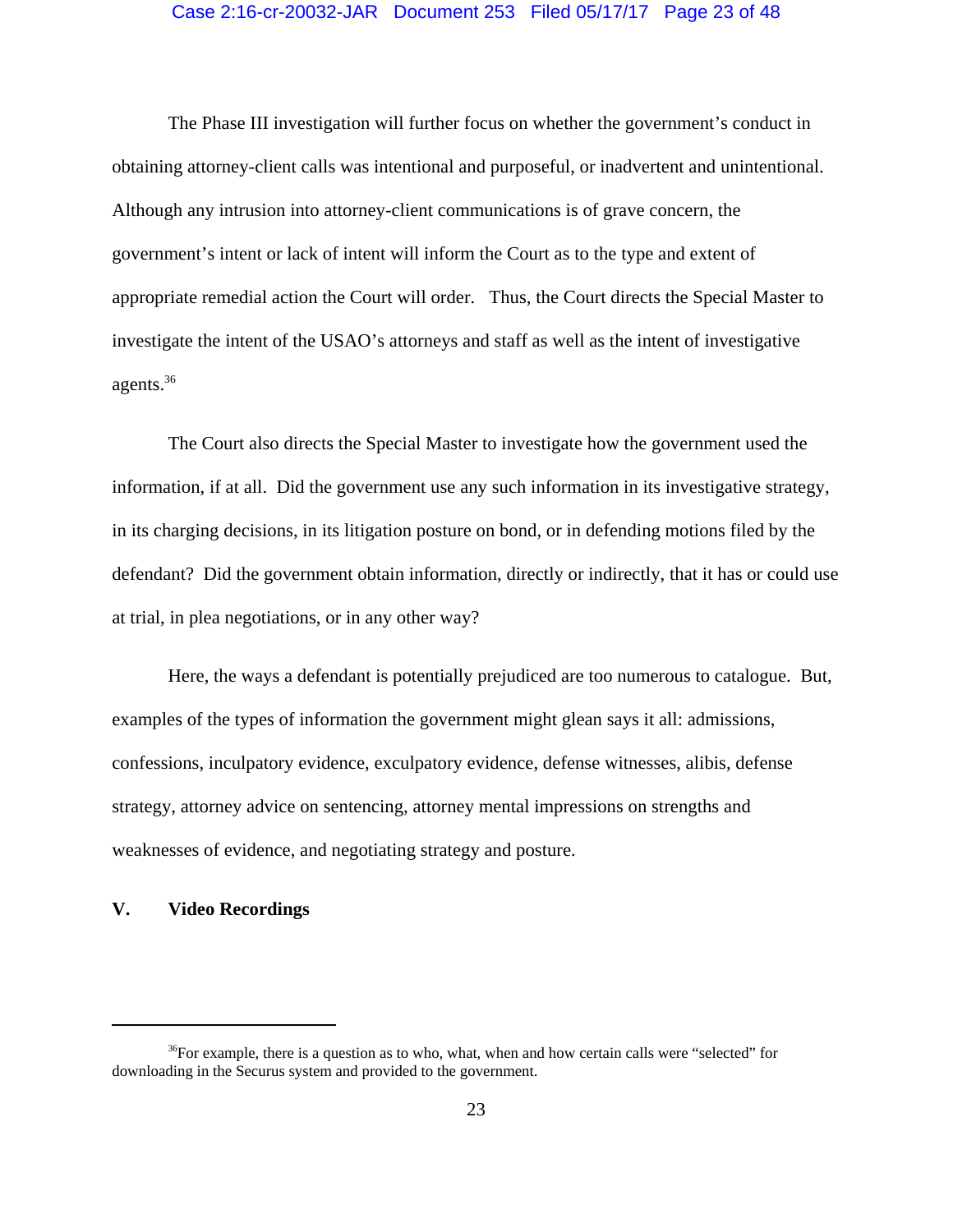The Phase III investigation will further focus on whether the government's conduct in obtaining attorney-client calls was intentional and purposeful, or inadvertent and unintentional. Although any intrusion into attorney-client communications is of grave concern, the government's intent or lack of intent will inform the Court as to the type and extent of appropriate remedial action the Court will order. Thus, the Court directs the Special Master to investigate the intent of the USAO's attorneys and staff as well as the intent of investigative agents.[36]

The Court also directs the Special Master to investigate how the government used the information, if at all. Did the government use any such information in its investigative strategy, in its charging decisions, in its litigation posture on bond, or in defending motions filed by the defendant? Did the government obtain information, directly or indirectly, that it has or could use at trial, in plea negotiations, or in any other way?

Here, the ways a defendant is potentially prejudiced are too numerous to catalogue. But, examples of the types of information the government might glean says it all: admissions, confessions, inculpatory evidence, exculpatory evidence, defense witnesses, alibis, defense strategy, attorney advice on sentencing, attorney mental impressions on strengths and weaknesses of evidence, and negotiating strategy and posture.

## V. Video Recordings

---

[36] For example, there is a question as to who, what, when and how certain calls were "selected" for downloading in the Securus system and provided to the government.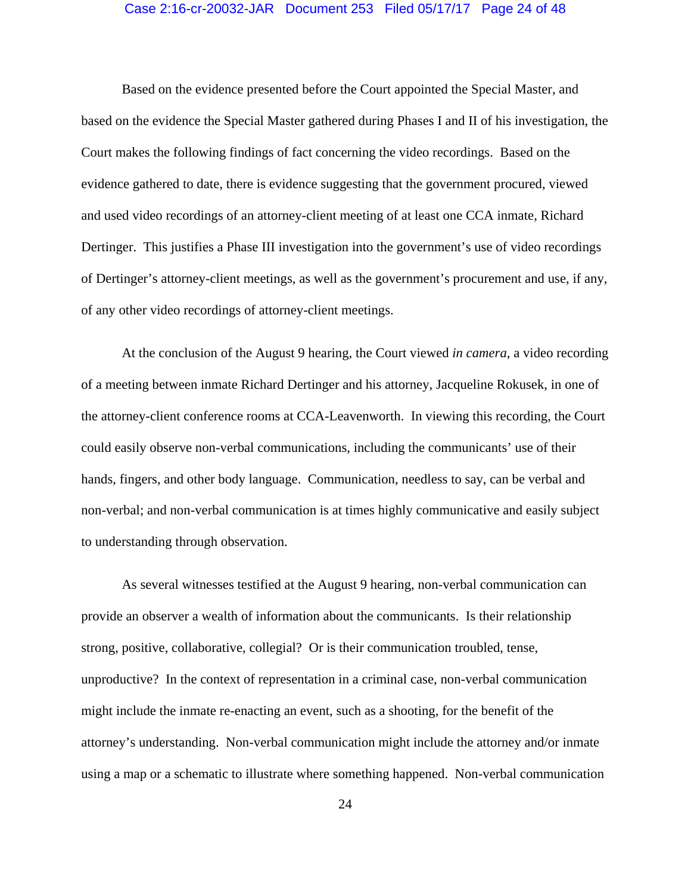Based on the evidence presented before the Court appointed the Special Master, and based on the evidence the Special Master gathered during Phases I and II of his investigation, the Court makes the following findings of fact concerning the video recordings. Based on the evidence gathered to date, there is evidence suggesting that the government procured, viewed and used video recordings of an attorney-client meeting of at least one CCA inmate, Richard Dertinger. This justifies a Phase III investigation into the government's use of video recordings of Dertinger's attorney-client meetings, as well as the government's procurement and use, if any, of any other video recordings of attorney-client meetings.

At the conclusion of the August 9 hearing, the Court viewed *in camera*, a video recording of a meeting between inmate Richard Dertinger and his attorney, Jacqueline Rokusek, in one of the attorney-client conference rooms at CCA-Leavenworth. In viewing this recording, the Court could easily observe non-verbal communications, including the communicants' use of their hands, fingers, and other body language. Communication, needless to say, can be verbal and non-verbal; and non-verbal communication is at times highly communicative and easily subject to understanding through observation.

As several witnesses testified at the August 9 hearing, non-verbal communication can provide an observer a wealth of information about the communicants. Is their relationship strong, positive, collaborative, collegial? Or is their communication troubled, tense, unproductive? In the context of representation in a criminal case, non-verbal communication might include the inmate re-enacting an event, such as a shooting, for the benefit of the attorney's understanding. Non-verbal communication might include the attorney and/or inmate using a map or a schematic to illustrate where something happened. Non-verbal communication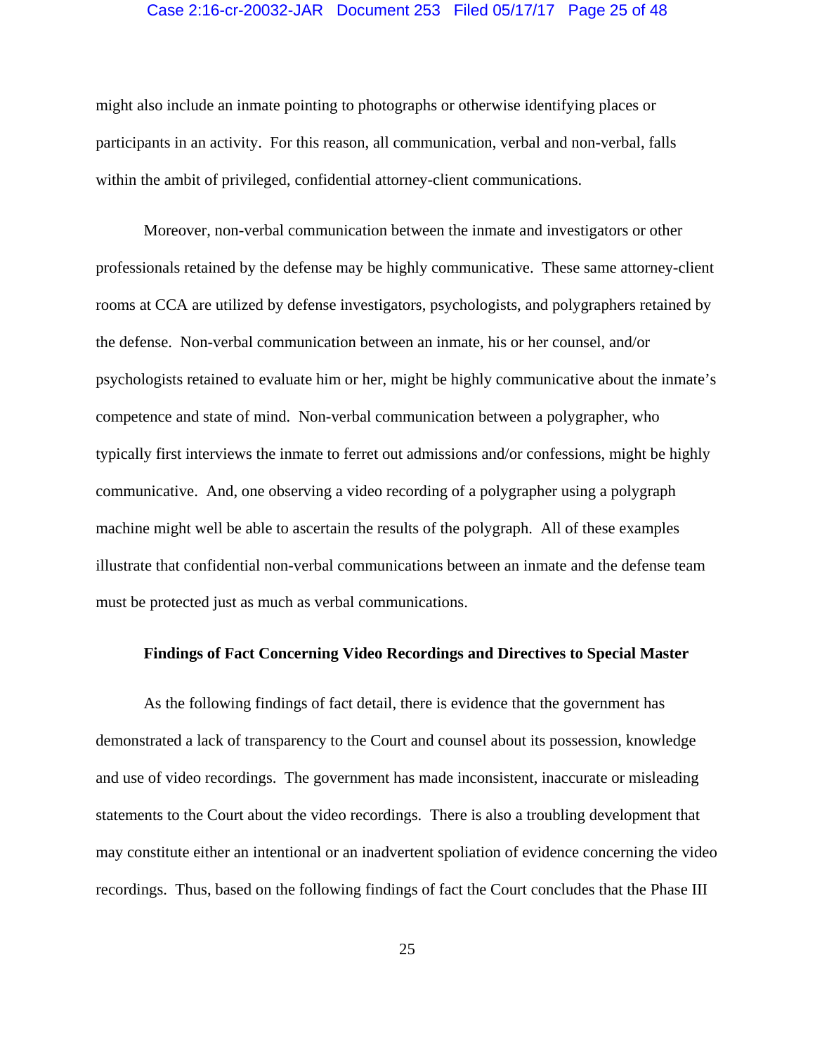might also include an inmate pointing to photographs or otherwise identifying places or participants in an activity. For this reason, all communication, verbal and non-verbal, falls within the ambit of privileged, confidential attorney-client communications.

Moreover, non-verbal communication between the inmate and investigators or other professionals retained by the defense may be highly communicative. These same attorney-client rooms at CCA are utilized by defense investigators, psychologists, and polygraphers retained by the defense. Non-verbal communication between an inmate, his or her counsel, and/or psychologists retained to evaluate him or her, might be highly communicative about the inmate's competence and state of mind. Non-verbal communication between a polygrapher, who typically first interviews the inmate to ferret out admissions and/or confessions, might be highly communicative. And, one observing a video recording of a polygrapher using a polygraph machine might well be able to ascertain the results of the polygraph. All of these examples illustrate that confidential non-verbal communications between an inmate and the defense team must be protected just as much as verbal communications.

**Findings of Fact Concerning Video Recordings and Directives to Special Master**

As the following findings of fact detail, there is evidence that the government has demonstrated a lack of transparency to the Court and counsel about its possession, knowledge and use of video recordings. The government has made inconsistent, inaccurate or misleading statements to the Court about the video recordings. There is also a troubling development that may constitute either an intentional or an inadvertent spoliation of evidence concerning the video recordings. Thus, based on the following findings of fact the Court concludes that the Phase III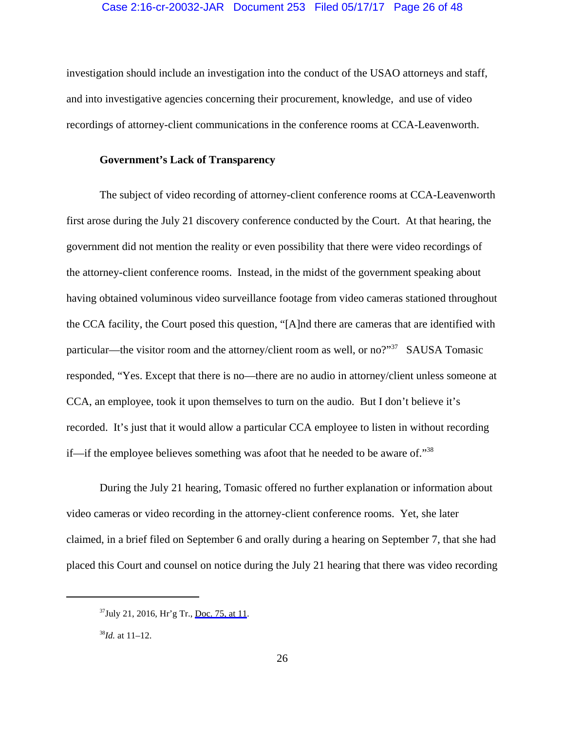investigation should include an investigation into the conduct of the USAO attorneys and staff, and into investigative agencies concerning their procurement, knowledge, and use of video recordings of attorney-client communications in the conference rooms at CCA-Leavenworth.

**Government's Lack of Transparency**

The subject of video recording of attorney-client conference rooms at CCA-Leavenworth first arose during the July 21 discovery conference conducted by the Court. At that hearing, the government did not mention the reality or even possibility that there were video recordings of the attorney-client conference rooms. Instead, in the midst of the government speaking about having obtained voluminous video surveillance footage from video cameras stationed throughout the CCA facility, the Court posed this question, "[A]nd there are cameras that are identified with particular—the visitor room and the attorney/client room as well, or no?"[37] SAUSA Tomasic responded, "Yes. Except that there is no—there are no audio in attorney/client unless someone at CCA, an employee, took it upon themselves to turn on the audio. But I don't believe it's recorded. It's just that it would allow a particular CCA employee to listen in without recording if—if the employee believes something was afoot that he needed to be aware of."[38]

During the July 21 hearing, Tomasic offered no further explanation or information about video cameras or video recording in the attorney-client conference rooms. Yet, she later claimed, in a brief filed on September 6 and orally during a hearing on September 7, that she had placed this Court and counsel on notice during the July 21 hearing that there was video recording

---

[37] July 21, 2016, Hr'g Tr., Doc. 75, at 11.

[38] *Id.* at 11–12.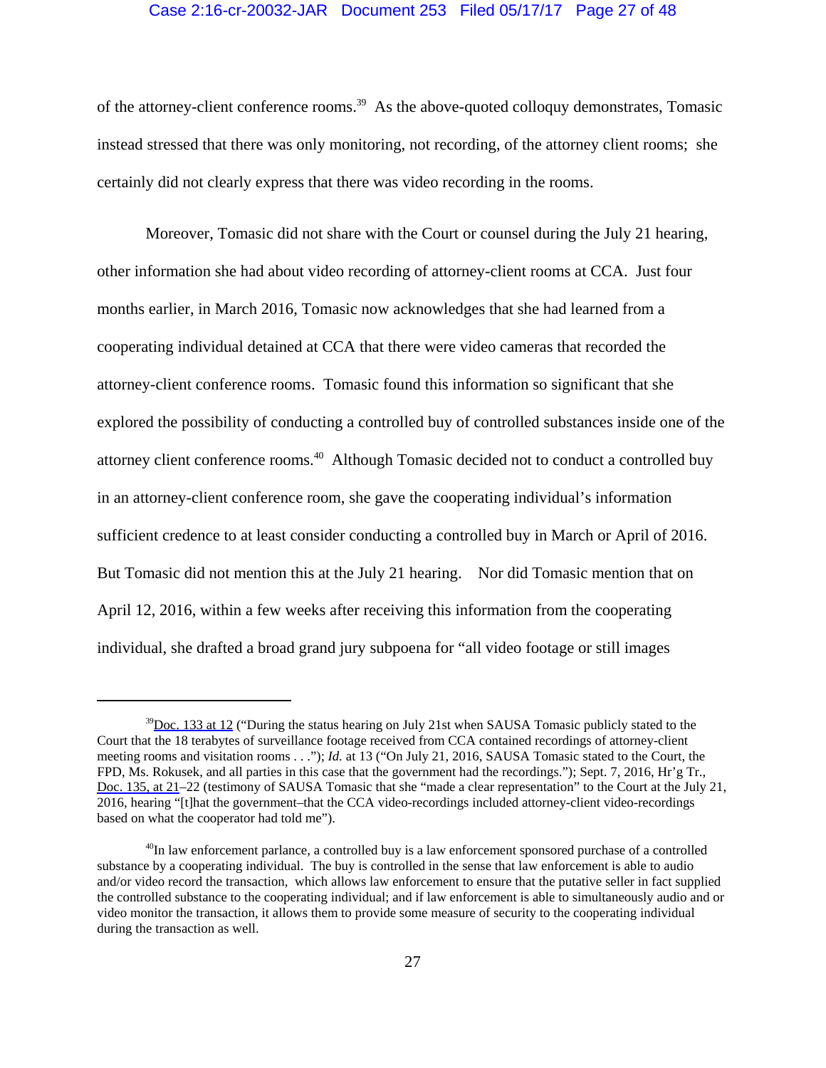of the attorney-client conference rooms.[39] As the above-quoted colloquy demonstrates, Tomasic instead stressed that there was only monitoring, not recording, of the attorney client rooms; she certainly did not clearly express that there was video recording in the rooms.

Moreover, Tomasic did not share with the Court or counsel during the July 21 hearing, other information she had about video recording of attorney-client rooms at CCA. Just four months earlier, in March 2016, Tomasic now acknowledges that she had learned from a cooperating individual detained at CCA that there were video cameras that recorded the attorney-client conference rooms. Tomasic found this information so significant that she explored the possibility of conducting a controlled buy of controlled substances inside one of the attorney client conference rooms.[40] Although Tomasic decided not to conduct a controlled buy in an attorney-client conference room, she gave the cooperating individual's information sufficient credence to at least consider conducting a controlled buy in March or April of 2016. But Tomasic did not mention this at the July 21 hearing. Nor did Tomasic mention that on April 12, 2016, within a few weeks after receiving this information from the cooperating individual, she drafted a broad grand jury subpoena for "all video footage or still images

---

[39] Doc. 133 at 12 ("During the status hearing on July 21st when SAUSA Tomasic publicly stated to the Court that the 18 terabytes of surveillance footage received from CCA contained recordings of attorney-client meeting rooms and visitation rooms . . ."); *Id.* at 13 ("On July 21, 2016, SAUSA Tomasic stated to the Court, the FPD, Ms. Rokusek, and all parties in this case that the government had the recordings."); Sept. 7, 2016, Hr'g Tr., Doc. 135, at 21–22 (testimony of SAUSA Tomasic that she "made a clear representation" to the Court at the July 21, 2016, hearing "[t]hat the government–that the CCA video-recordings included attorney-client video-recordings based on what the cooperator had told me").

[40] In law enforcement parlance, a controlled buy is a law enforcement sponsored purchase of a controlled substance by a cooperating individual. The buy is controlled in the sense that law enforcement is able to audio and/or video record the transaction, which allows law enforcement to ensure that the putative seller in fact supplied the controlled substance to the cooperating individual; and if law enforcement is able to simultaneously audio and or video monitor the transaction, it allows them to provide some measure of security to the cooperating individual during the transaction as well.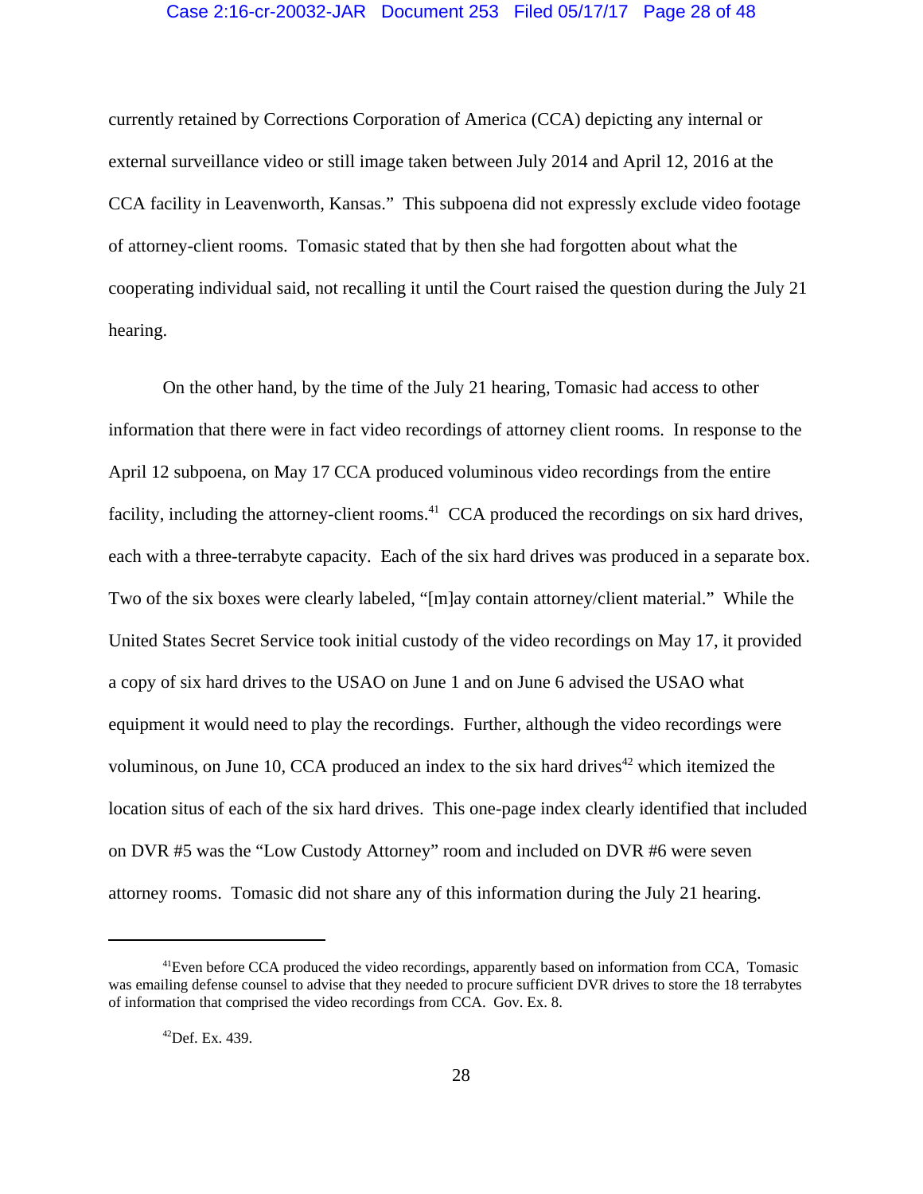currently retained by Corrections Corporation of America (CCA) depicting any internal or external surveillance video or still image taken between July 2014 and April 12, 2016 at the CCA facility in Leavenworth, Kansas." This subpoena did not expressly exclude video footage of attorney-client rooms. Tomasic stated that by then she had forgotten about what the cooperating individual said, not recalling it until the Court raised the question during the July 21 hearing.

On the other hand, by the time of the July 21 hearing, Tomasic had access to other information that there were in fact video recordings of attorney client rooms. In response to the April 12 subpoena, on May 17 CCA produced voluminous video recordings from the entire facility, including the attorney-client rooms.[41] CCA produced the recordings on six hard drives, each with a three-terrabyte capacity. Each of the six hard drives was produced in a separate box. Two of the six boxes were clearly labeled, "[m]ay contain attorney/client material." While the United States Secret Service took initial custody of the video recordings on May 17, it provided a copy of six hard drives to the USAO on June 1 and on June 6 advised the USAO what equipment it would need to play the recordings. Further, although the video recordings were voluminous, on June 10, CCA produced an index to the six hard drives[42] which itemized the location situs of each of the six hard drives. This one-page index clearly identified that included on DVR #5 was the "Low Custody Attorney" room and included on DVR #6 were seven attorney rooms. Tomasic did not share any of this information during the July 21 hearing.

---

[41] Even before CCA produced the video recordings, apparently based on information from CCA, Tomasic was emailing defense counsel to advise that they needed to procure sufficient DVR drives to store the 18 terrabytes of information that comprised the video recordings from CCA. Gov. Ex. 8.

[42] Def. Ex. 439.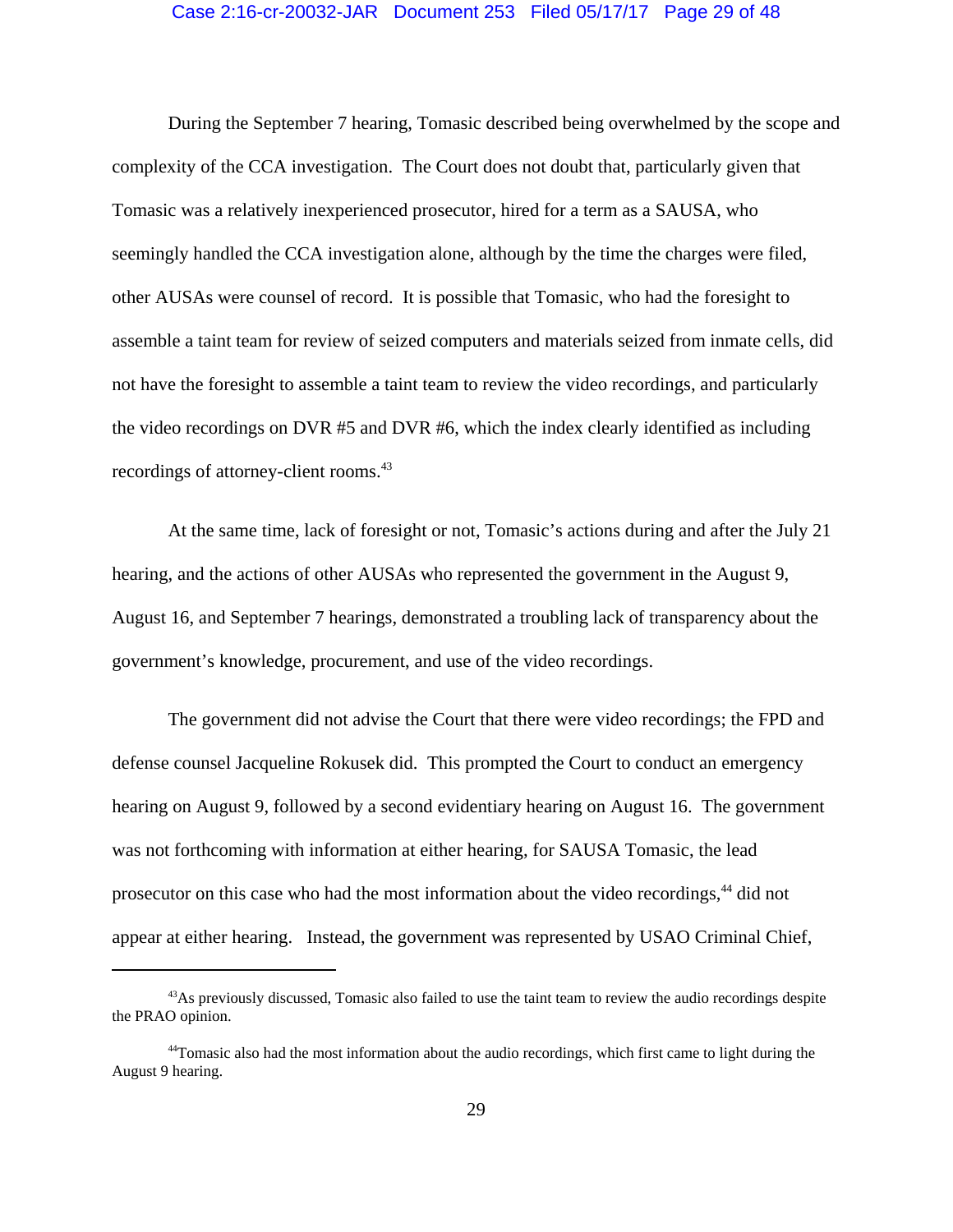During the September 7 hearing, Tomasic described being overwhelmed by the scope and complexity of the CCA investigation. The Court does not doubt that, particularly given that Tomasic was a relatively inexperienced prosecutor, hired for a term as a SAUSA, who seemingly handled the CCA investigation alone, although by the time the charges were filed, other AUSAs were counsel of record. It is possible that Tomasic, who had the foresight to assemble a taint team for review of seized computers and materials seized from inmate cells, did not have the foresight to assemble a taint team to review the video recordings, and particularly the video recordings on DVR #5 and DVR #6, which the index clearly identified as including recordings of attorney-client rooms.[43]

At the same time, lack of foresight or not, Tomasic's actions during and after the July 21 hearing, and the actions of other AUSAs who represented the government in the August 9, August 16, and September 7 hearings, demonstrated a troubling lack of transparency about the government's knowledge, procurement, and use of the video recordings.

The government did not advise the Court that there were video recordings; the FPD and defense counsel Jacqueline Rokusek did. This prompted the Court to conduct an emergency hearing on August 9, followed by a second evidentiary hearing on August 16. The government was not forthcoming with information at either hearing, for SAUSA Tomasic, the lead prosecutor on this case who had the most information about the video recordings,[44] did not appear at either hearing. Instead, the government was represented by USAO Criminal Chief,

---

[43]As previously discussed, Tomasic also failed to use the taint team to review the audio recordings despite the PRAO opinion.

[44]Tomasic also had the most information about the audio recordings, which first came to light during the August 9 hearing.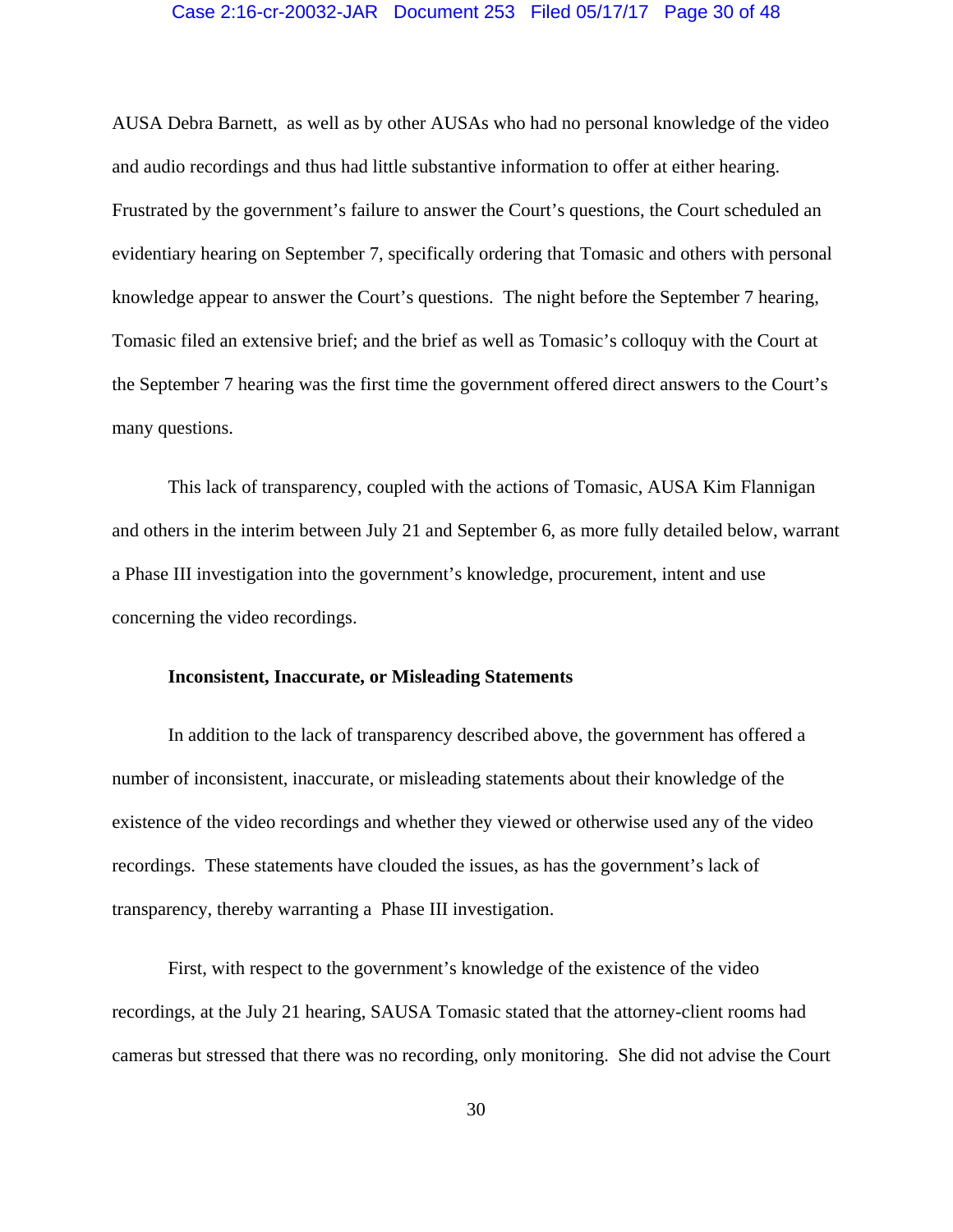AUSA Debra Barnett, as well as by other AUSAs who had no personal knowledge of the video and audio recordings and thus had little substantive information to offer at either hearing. Frustrated by the government's failure to answer the Court's questions, the Court scheduled an evidentiary hearing on September 7, specifically ordering that Tomasic and others with personal knowledge appear to answer the Court's questions. The night before the September 7 hearing, Tomasic filed an extensive brief; and the brief as well as Tomasic's colloquy with the Court at the September 7 hearing was the first time the government offered direct answers to the Court's many questions.

This lack of transparency, coupled with the actions of Tomasic, AUSA Kim Flannigan and others in the interim between July 21 and September 6, as more fully detailed below, warrant a Phase III investigation into the government's knowledge, procurement, intent and use concerning the video recordings.

**Inconsistent, Inaccurate, or Misleading Statements**

In addition to the lack of transparency described above, the government has offered a number of inconsistent, inaccurate, or misleading statements about their knowledge of the existence of the video recordings and whether they viewed or otherwise used any of the video recordings. These statements have clouded the issues, as has the government's lack of transparency, thereby warranting a Phase III investigation.

First, with respect to the government's knowledge of the existence of the video recordings, at the July 21 hearing, SAUSA Tomasic stated that the attorney-client rooms had cameras but stressed that there was no recording, only monitoring. She did not advise the Court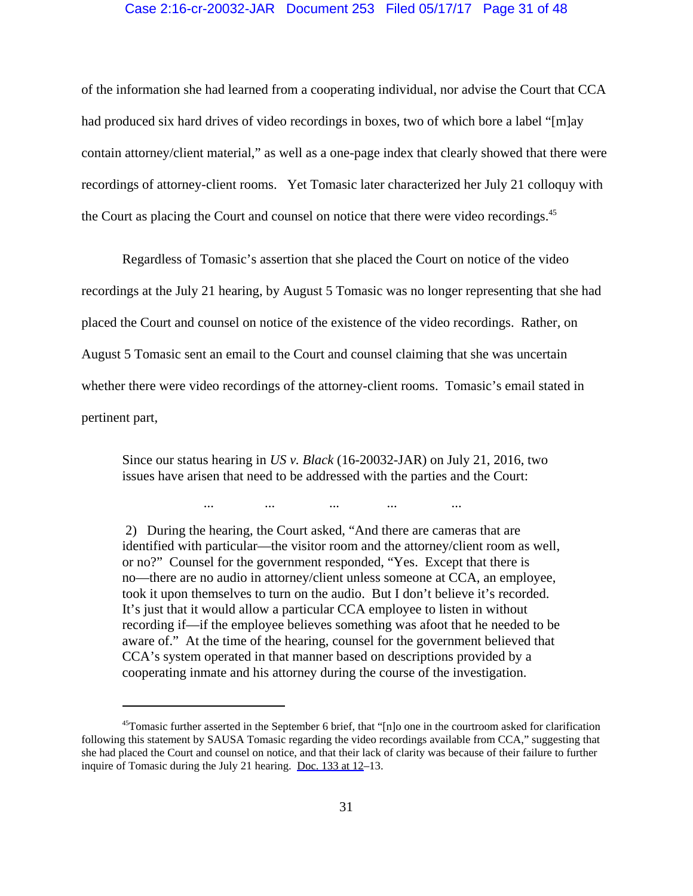of the information she had learned from a cooperating individual, nor advise the Court that CCA had produced six hard drives of video recordings in boxes, two of which bore a label "[m]ay contain attorney/client material," as well as a one-page index that clearly showed that there were recordings of attorney-client rooms. Yet Tomasic later characterized her July 21 colloquy with the Court as placing the Court and counsel on notice that there were video recordings.[45]

Regardless of Tomasic's assertion that she placed the Court on notice of the video recordings at the July 21 hearing, by August 5 Tomasic was no longer representing that she had placed the Court and counsel on notice of the existence of the video recordings. Rather, on August 5 Tomasic sent an email to the Court and counsel claiming that she was uncertain whether there were video recordings of the attorney-client rooms. Tomasic's email stated in pertinent part,

> Since our status hearing in *US v. Black* (16-20032-JAR) on July 21, 2016, two issues have arisen that need to be addressed with the parties and the Court:
>
> ... ... ... ... ...
>
> 2) During the hearing, the Court asked, "And there are cameras that are identified with particular—the visitor room and the attorney/client room as well, or no?" Counsel for the government responded, "Yes. Except that there is no—there are no audio in attorney/client unless someone at CCA, an employee, took it upon themselves to turn on the audio. But I don't believe it's recorded. It's just that it would allow a particular CCA employee to listen in without recording if—if the employee believes something was afoot that he needed to be aware of." At the time of the hearing, counsel for the government believed that CCA's system operated in that manner based on descriptions provided by a cooperating inmate and his attorney during the course of the investigation.

---

[45] Tomasic further asserted in the September 6 brief, that "[n]o one in the courtroom asked for clarification following this statement by SAUSA Tomasic regarding the video recordings available from CCA," suggesting that she had placed the Court and counsel on notice, and that their lack of clarity was because of their failure to further inquire of Tomasic during the July 21 hearing. Doc. 133 at 12–13.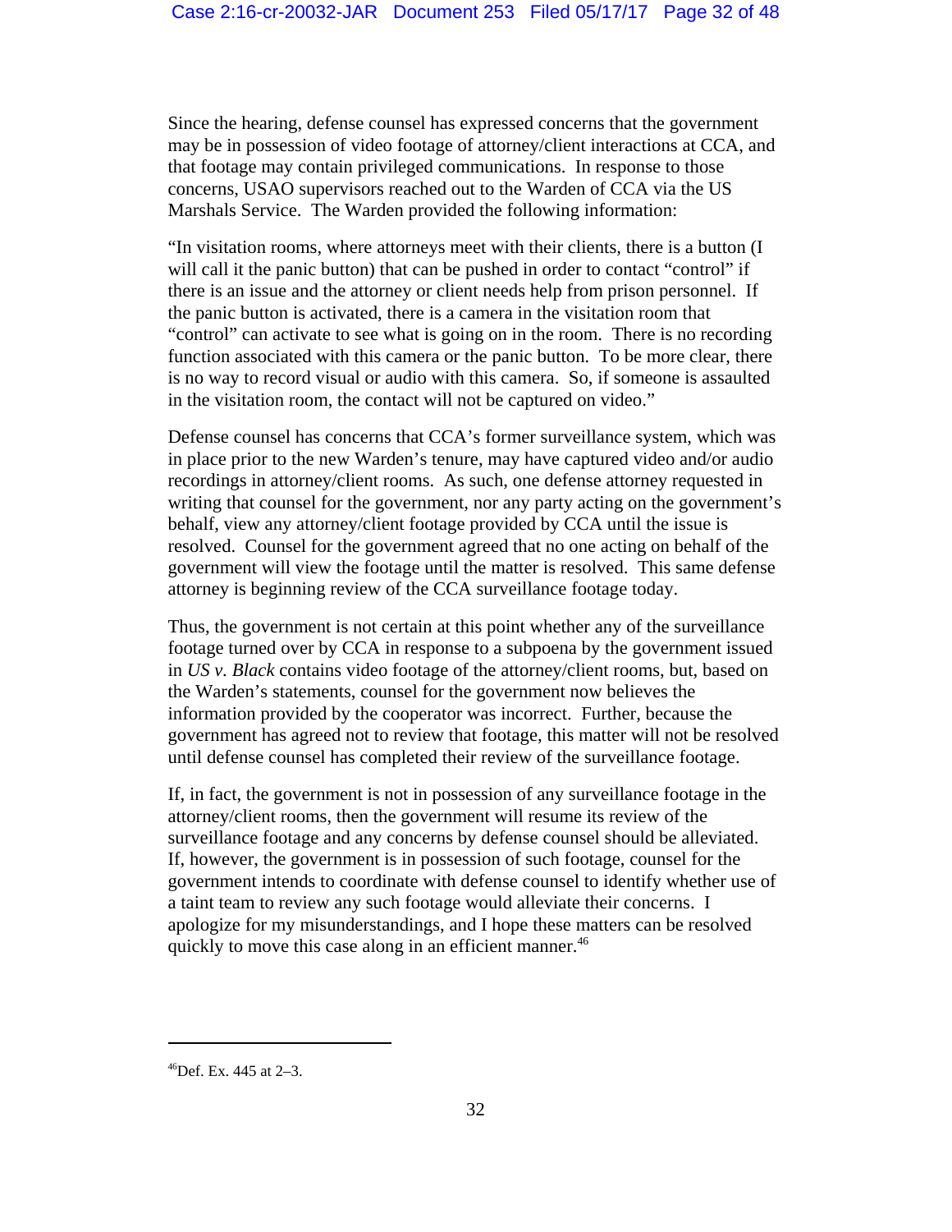Since the hearing, defense counsel has expressed concerns that the government may be in possession of video footage of attorney/client interactions at CCA, and that footage may contain privileged communications. In response to those concerns, USAO supervisors reached out to the Warden of CCA via the US Marshals Service. The Warden provided the following information:

"In visitation rooms, where attorneys meet with their clients, there is a button (I will call it the panic button) that can be pushed in order to contact "control" if there is an issue and the attorney or client needs help from prison personnel. If the panic button is activated, there is a camera in the visitation room that "control" can activate to see what is going on in the room. There is no recording function associated with this camera or the panic button. To be more clear, there is no way to record visual or audio with this camera. So, if someone is assaulted in the visitation room, the contact will not be captured on video."

Defense counsel has concerns that CCA's former surveillance system, which was in place prior to the new Warden's tenure, may have captured video and/or audio recordings in attorney/client rooms. As such, one defense attorney requested in writing that counsel for the government, nor any party acting on the government's behalf, view any attorney/client footage provided by CCA until the issue is resolved. Counsel for the government agreed that no one acting on behalf of the government will view the footage until the matter is resolved. This same defense attorney is beginning review of the CCA surveillance footage today.

Thus, the government is not certain at this point whether any of the surveillance footage turned over by CCA in response to a subpoena by the government issued in *US v. Black* contains video footage of the attorney/client rooms, but, based on the Warden's statements, counsel for the government now believes the information provided by the cooperator was incorrect. Further, because the government has agreed not to review that footage, this matter will not be resolved until defense counsel has completed their review of the surveillance footage.

If, in fact, the government is not in possession of any surveillance footage in the attorney/client rooms, then the government will resume its review of the surveillance footage and any concerns by defense counsel should be alleviated. If, however, the government is in possession of such footage, counsel for the government intends to coordinate with defense counsel to identify whether use of a taint team to review any such footage would alleviate their concerns. I apologize for my misunderstandings, and I hope these matters can be resolved quickly to move this case along in an efficient manner.[46]

---

[46]Def. Ex. 445 at 2–3.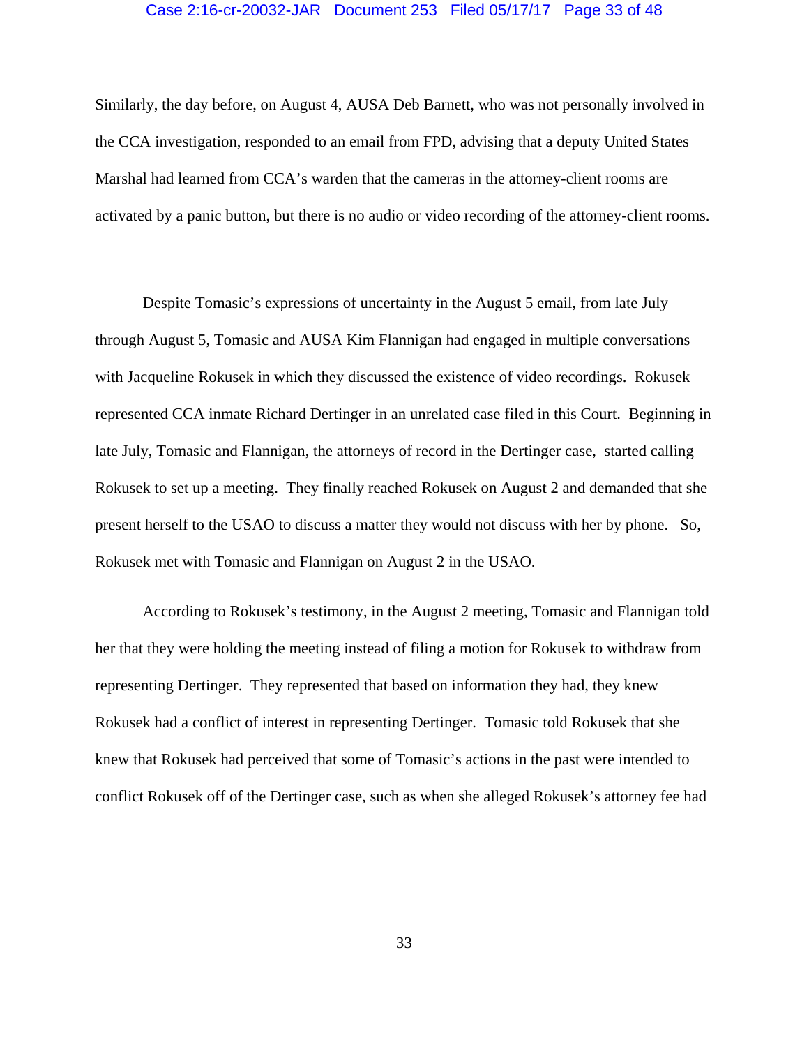Similarly, the day before, on August 4, AUSA Deb Barnett, who was not personally involved in the CCA investigation, responded to an email from FPD, advising that a deputy United States Marshal had learned from CCA's warden that the cameras in the attorney-client rooms are activated by a panic button, but there is no audio or video recording of the attorney-client rooms.

Despite Tomasic's expressions of uncertainty in the August 5 email, from late July through August 5, Tomasic and AUSA Kim Flannigan had engaged in multiple conversations with Jacqueline Rokusek in which they discussed the existence of video recordings. Rokusek represented CCA inmate Richard Dertinger in an unrelated case filed in this Court. Beginning in late July, Tomasic and Flannigan, the attorneys of record in the Dertinger case, started calling Rokusek to set up a meeting. They finally reached Rokusek on August 2 and demanded that she present herself to the USAO to discuss a matter they would not discuss with her by phone. So, Rokusek met with Tomasic and Flannigan on August 2 in the USAO.

According to Rokusek's testimony, in the August 2 meeting, Tomasic and Flannigan told her that they were holding the meeting instead of filing a motion for Rokusek to withdraw from representing Dertinger. They represented that based on information they had, they knew Rokusek had a conflict of interest in representing Dertinger. Tomasic told Rokusek that she knew that Rokusek had perceived that some of Tomasic's actions in the past were intended to conflict Rokusek off of the Dertinger case, such as when she alleged Rokusek's attorney fee had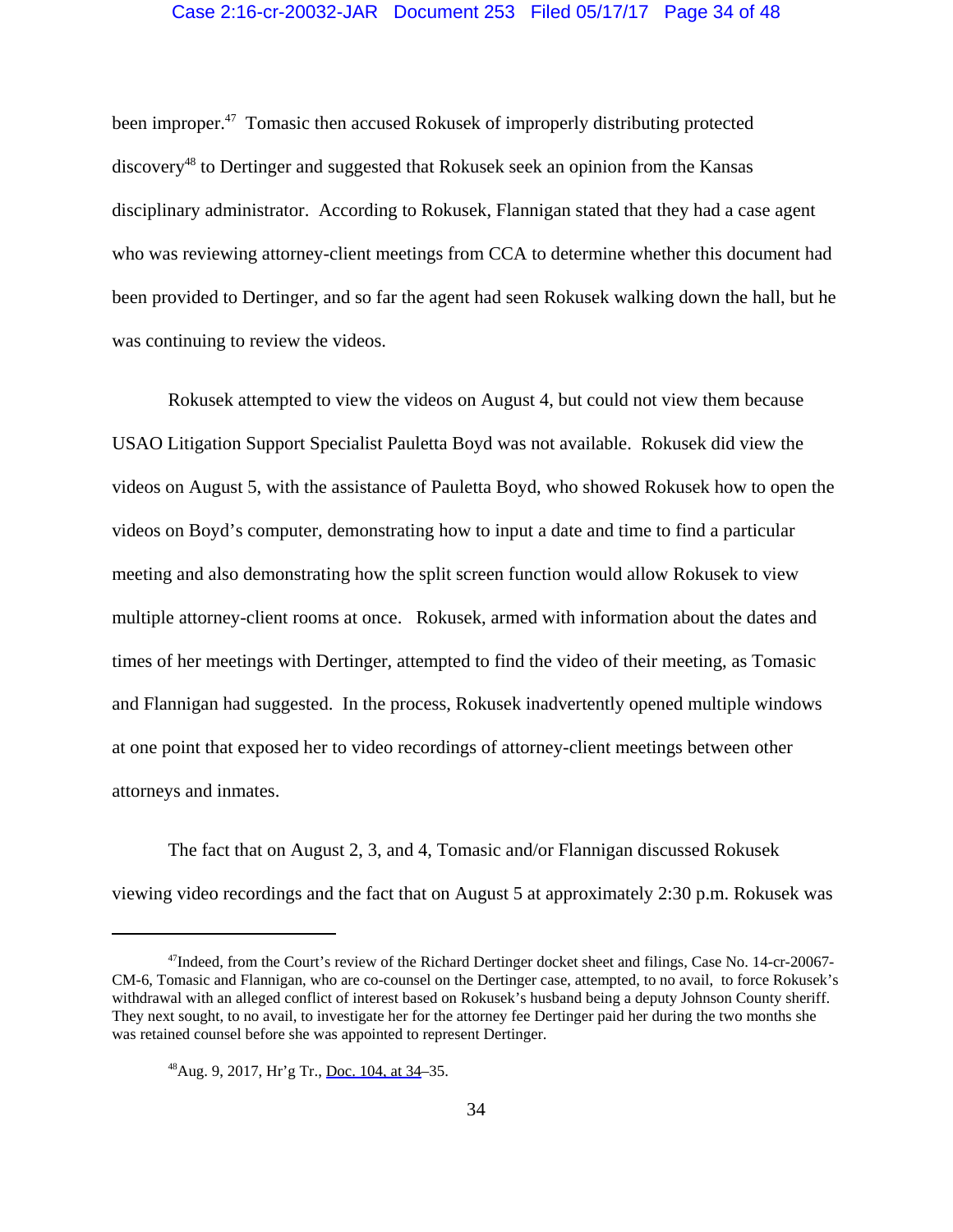been improper.[47] Tomasic then accused Rokusek of improperly distributing protected discovery[48] to Dertinger and suggested that Rokusek seek an opinion from the Kansas disciplinary administrator. According to Rokusek, Flannigan stated that they had a case agent who was reviewing attorney-client meetings from CCA to determine whether this document had been provided to Dertinger, and so far the agent had seen Rokusek walking down the hall, but he was continuing to review the videos.

Rokusek attempted to view the videos on August 4, but could not view them because USAO Litigation Support Specialist Pauletta Boyd was not available. Rokusek did view the videos on August 5, with the assistance of Pauletta Boyd, who showed Rokusek how to open the videos on Boyd's computer, demonstrating how to input a date and time to find a particular meeting and also demonstrating how the split screen function would allow Rokusek to view multiple attorney-client rooms at once. Rokusek, armed with information about the dates and times of her meetings with Dertinger, attempted to find the video of their meeting, as Tomasic and Flannigan had suggested. In the process, Rokusek inadvertently opened multiple windows at one point that exposed her to video recordings of attorney-client meetings between other attorneys and inmates.

The fact that on August 2, 3, and 4, Tomasic and/or Flannigan discussed Rokusek viewing video recordings and the fact that on August 5 at approximately 2:30 p.m. Rokusek was

---

[47] Indeed, from the Court's review of the Richard Dertinger docket sheet and filings, Case No. 14-cr-20067-CM-6, Tomasic and Flannigan, who are co-counsel on the Dertinger case, attempted, to no avail, to force Rokusek's withdrawal with an alleged conflict of interest based on Rokusek's husband being a deputy Johnson County sheriff. They next sought, to no avail, to investigate her for the attorney fee Dertinger paid her during the two months she was retained counsel before she was appointed to represent Dertinger.

[48] Aug. 9, 2017, Hr'g Tr., Doc. 104, at 34–35.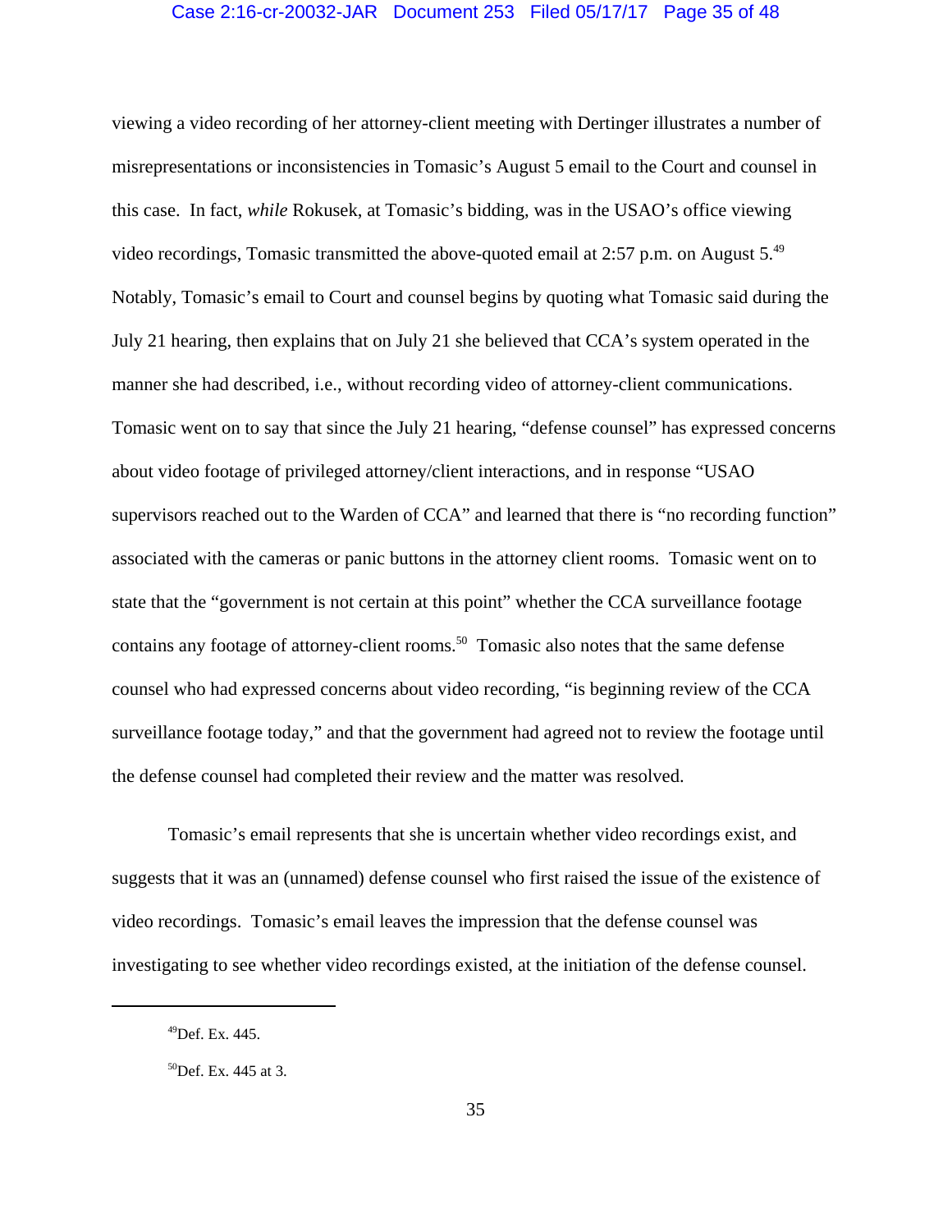viewing a video recording of her attorney-client meeting with Dertinger illustrates a number of misrepresentations or inconsistencies in Tomasic's August 5 email to the Court and counsel in this case. In fact, *while* Rokusek, at Tomasic's bidding, was in the USAO's office viewing video recordings, Tomasic transmitted the above-quoted email at 2:57 p.m. on August 5.[49] Notably, Tomasic's email to Court and counsel begins by quoting what Tomasic said during the July 21 hearing, then explains that on July 21 she believed that CCA's system operated in the manner she had described, i.e., without recording video of attorney-client communications. Tomasic went on to say that since the July 21 hearing, "defense counsel" has expressed concerns about video footage of privileged attorney/client interactions, and in response "USAO supervisors reached out to the Warden of CCA" and learned that there is "no recording function" associated with the cameras or panic buttons in the attorney client rooms. Tomasic went on to state that the "government is not certain at this point" whether the CCA surveillance footage contains any footage of attorney-client rooms.[50] Tomasic also notes that the same defense counsel who had expressed concerns about video recording, "is beginning review of the CCA surveillance footage today," and that the government had agreed not to review the footage until the defense counsel had completed their review and the matter was resolved.

Tomasic's email represents that she is uncertain whether video recordings exist, and suggests that it was an (unnamed) defense counsel who first raised the issue of the existence of video recordings. Tomasic's email leaves the impression that the defense counsel was investigating to see whether video recordings existed, at the initiation of the defense counsel.

---

[49] Def. Ex. 445.

[50] Def. Ex. 445 at 3.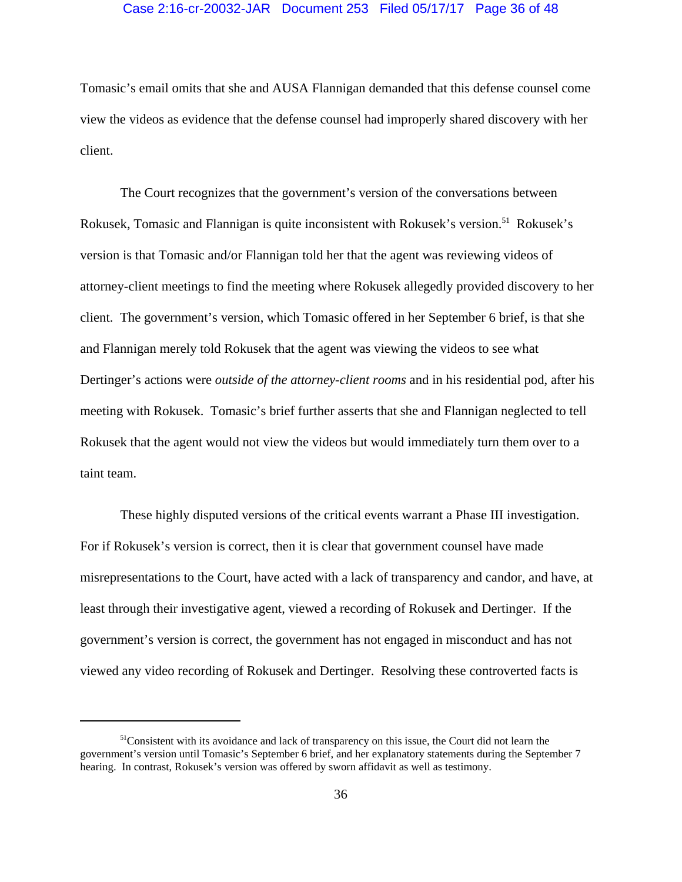Tomasic's email omits that she and AUSA Flannigan demanded that this defense counsel come view the videos as evidence that the defense counsel had improperly shared discovery with her client.

The Court recognizes that the government's version of the conversations between Rokusek, Tomasic and Flannigan is quite inconsistent with Rokusek's version.[51] Rokusek's version is that Tomasic and/or Flannigan told her that the agent was reviewing videos of attorney-client meetings to find the meeting where Rokusek allegedly provided discovery to her client. The government's version, which Tomasic offered in her September 6 brief, is that she and Flannigan merely told Rokusek that the agent was viewing the videos to see what Dertinger's actions were *outside of the attorney-client rooms* and in his residential pod, after his meeting with Rokusek. Tomasic's brief further asserts that she and Flannigan neglected to tell Rokusek that the agent would not view the videos but would immediately turn them over to a taint team.

These highly disputed versions of the critical events warrant a Phase III investigation. For if Rokusek's version is correct, then it is clear that government counsel have made misrepresentations to the Court, have acted with a lack of transparency and candor, and have, at least through their investigative agent, viewed a recording of Rokusek and Dertinger. If the government's version is correct, the government has not engaged in misconduct and has not viewed any video recording of Rokusek and Dertinger. Resolving these controverted facts is

---

[51] Consistent with its avoidance and lack of transparency on this issue, the Court did not learn the government's version until Tomasic's September 6 brief, and her explanatory statements during the September 7 hearing. In contrast, Rokusek's version was offered by sworn affidavit as well as testimony.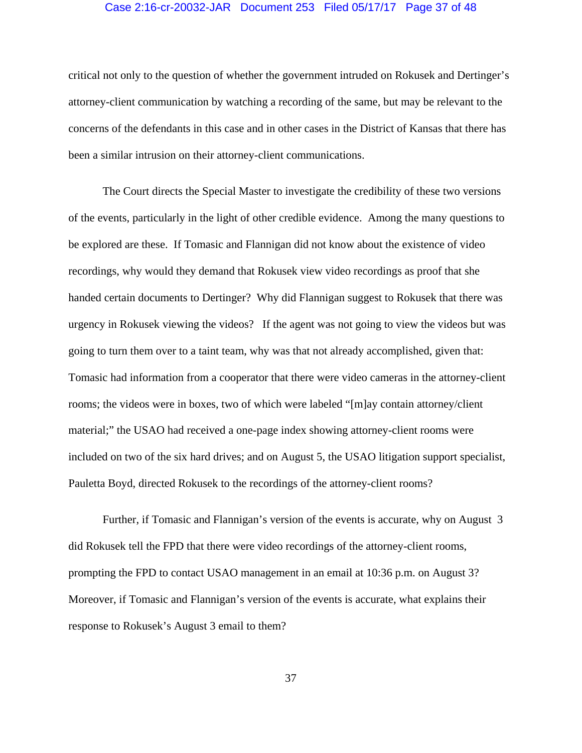critical not only to the question of whether the government intruded on Rokusek and Dertinger's attorney-client communication by watching a recording of the same, but may be relevant to the concerns of the defendants in this case and in other cases in the District of Kansas that there has been a similar intrusion on their attorney-client communications.

The Court directs the Special Master to investigate the credibility of these two versions of the events, particularly in the light of other credible evidence. Among the many questions to be explored are these. If Tomasic and Flannigan did not know about the existence of video recordings, why would they demand that Rokusek view video recordings as proof that she handed certain documents to Dertinger? Why did Flannigan suggest to Rokusek that there was urgency in Rokusek viewing the videos? If the agent was not going to view the videos but was going to turn them over to a taint team, why was that not already accomplished, given that: Tomasic had information from a cooperator that there were video cameras in the attorney-client rooms; the videos were in boxes, two of which were labeled "[m]ay contain attorney/client material;" the USAO had received a one-page index showing attorney-client rooms were included on two of the six hard drives; and on August 5, the USAO litigation support specialist, Pauletta Boyd, directed Rokusek to the recordings of the attorney-client rooms?

Further, if Tomasic and Flannigan's version of the events is accurate, why on August 3 did Rokusek tell the FPD that there were video recordings of the attorney-client rooms, prompting the FPD to contact USAO management in an email at 10:36 p.m. on August 3? Moreover, if Tomasic and Flannigan's version of the events is accurate, what explains their response to Rokusek's August 3 email to them?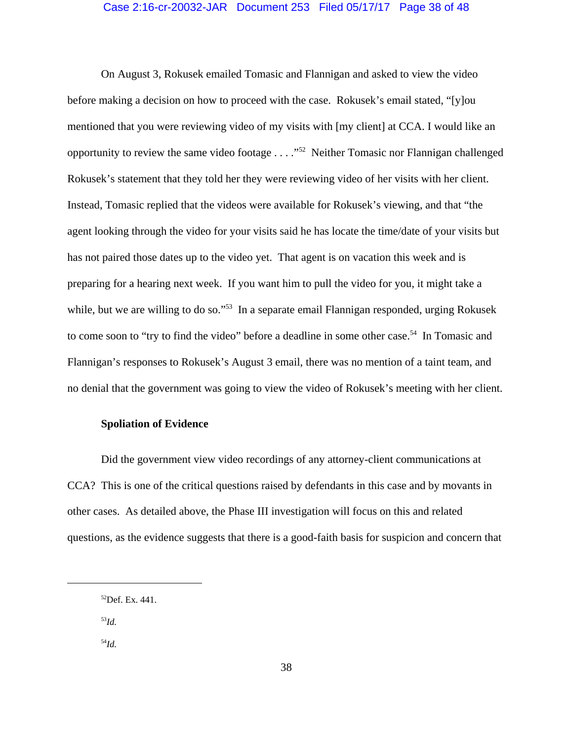On August 3, Rokusek emailed Tomasic and Flannigan and asked to view the video before making a decision on how to proceed with the case. Rokusek's email stated, "[y]ou mentioned that you were reviewing video of my visits with [my client] at CCA. I would like an opportunity to review the same video footage . . . ."[52] Neither Tomasic nor Flannigan challenged Rokusek's statement that they told her they were reviewing video of her visits with her client. Instead, Tomasic replied that the videos were available for Rokusek's viewing, and that "the agent looking through the video for your visits said he has locate the time/date of your visits but has not paired those dates up to the video yet. That agent is on vacation this week and is preparing for a hearing next week. If you want him to pull the video for you, it might take a while, but we are willing to do so."[53] In a separate email Flannigan responded, urging Rokusek to come soon to "try to find the video" before a deadline in some other case.[54] In Tomasic and Flannigan's responses to Rokusek's August 3 email, there was no mention of a taint team, and no denial that the government was going to view the video of Rokusek's meeting with her client.

**Spoliation of Evidence**

Did the government view video recordings of any attorney-client communications at CCA? This is one of the critical questions raised by defendants in this case and by movants in other cases. As detailed above, the Phase III investigation will focus on this and related questions, as the evidence suggests that there is a good-faith basis for suspicion and concern that

---

[52]Def. Ex. 441.

[53]*Id.*

[54]*Id.*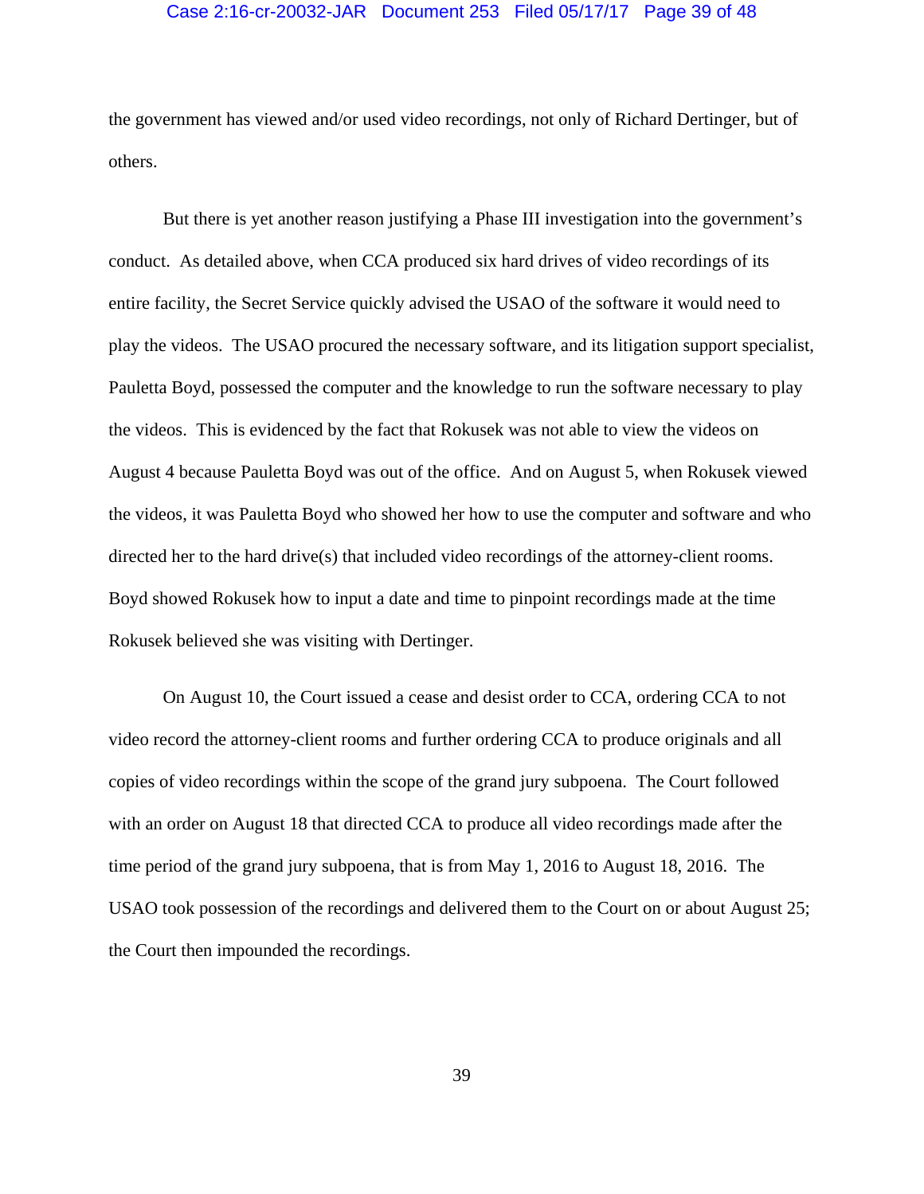the government has viewed and/or used video recordings, not only of Richard Dertinger, but of others.

But there is yet another reason justifying a Phase III investigation into the government's conduct. As detailed above, when CCA produced six hard drives of video recordings of its entire facility, the Secret Service quickly advised the USAO of the software it would need to play the videos. The USAO procured the necessary software, and its litigation support specialist, Pauletta Boyd, possessed the computer and the knowledge to run the software necessary to play the videos. This is evidenced by the fact that Rokusek was not able to view the videos on August 4 because Pauletta Boyd was out of the office. And on August 5, when Rokusek viewed the videos, it was Pauletta Boyd who showed her how to use the computer and software and who directed her to the hard drive(s) that included video recordings of the attorney-client rooms. Boyd showed Rokusek how to input a date and time to pinpoint recordings made at the time Rokusek believed she was visiting with Dertinger.

On August 10, the Court issued a cease and desist order to CCA, ordering CCA to not video record the attorney-client rooms and further ordering CCA to produce originals and all copies of video recordings within the scope of the grand jury subpoena. The Court followed with an order on August 18 that directed CCA to produce all video recordings made after the time period of the grand jury subpoena, that is from May 1, 2016 to August 18, 2016. The USAO took possession of the recordings and delivered them to the Court on or about August 25; the Court then impounded the recordings.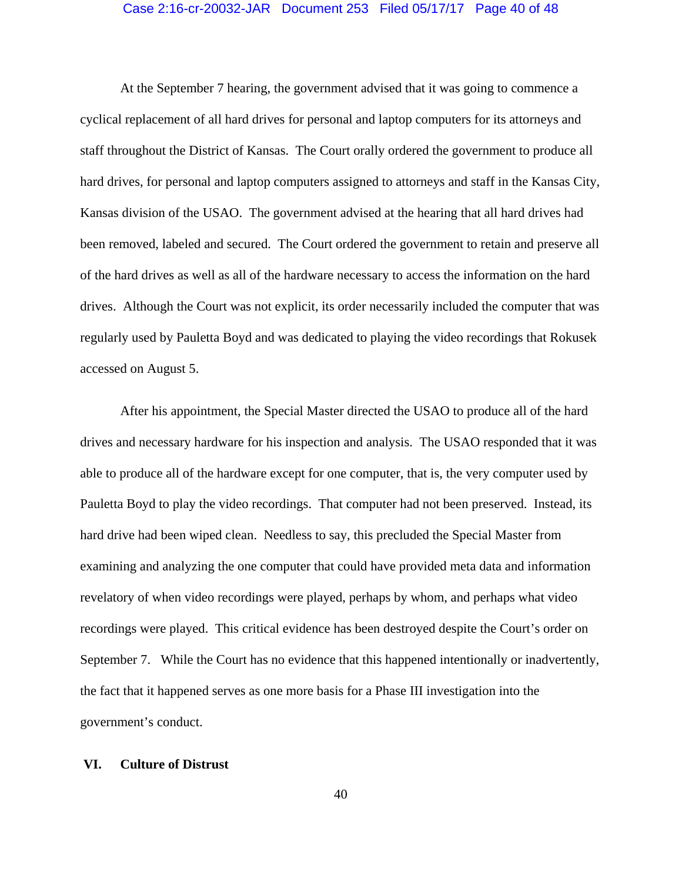At the September 7 hearing, the government advised that it was going to commence a cyclical replacement of all hard drives for personal and laptop computers for its attorneys and staff throughout the District of Kansas. The Court orally ordered the government to produce all hard drives, for personal and laptop computers assigned to attorneys and staff in the Kansas City, Kansas division of the USAO. The government advised at the hearing that all hard drives had been removed, labeled and secured. The Court ordered the government to retain and preserve all of the hard drives as well as all of the hardware necessary to access the information on the hard drives. Although the Court was not explicit, its order necessarily included the computer that was regularly used by Pauletta Boyd and was dedicated to playing the video recordings that Rokusek accessed on August 5.

After his appointment, the Special Master directed the USAO to produce all of the hard drives and necessary hardware for his inspection and analysis. The USAO responded that it was able to produce all of the hardware except for one computer, that is, the very computer used by Pauletta Boyd to play the video recordings. That computer had not been preserved. Instead, its hard drive had been wiped clean. Needless to say, this precluded the Special Master from examining and analyzing the one computer that could have provided meta data and information revelatory of when video recordings were played, perhaps by whom, and perhaps what video recordings were played. This critical evidence has been destroyed despite the Court's order on September 7. While the Court has no evidence that this happened intentionally or inadvertently, the fact that it happened serves as one more basis for a Phase III investigation into the government's conduct.

## VI. Culture of Distrust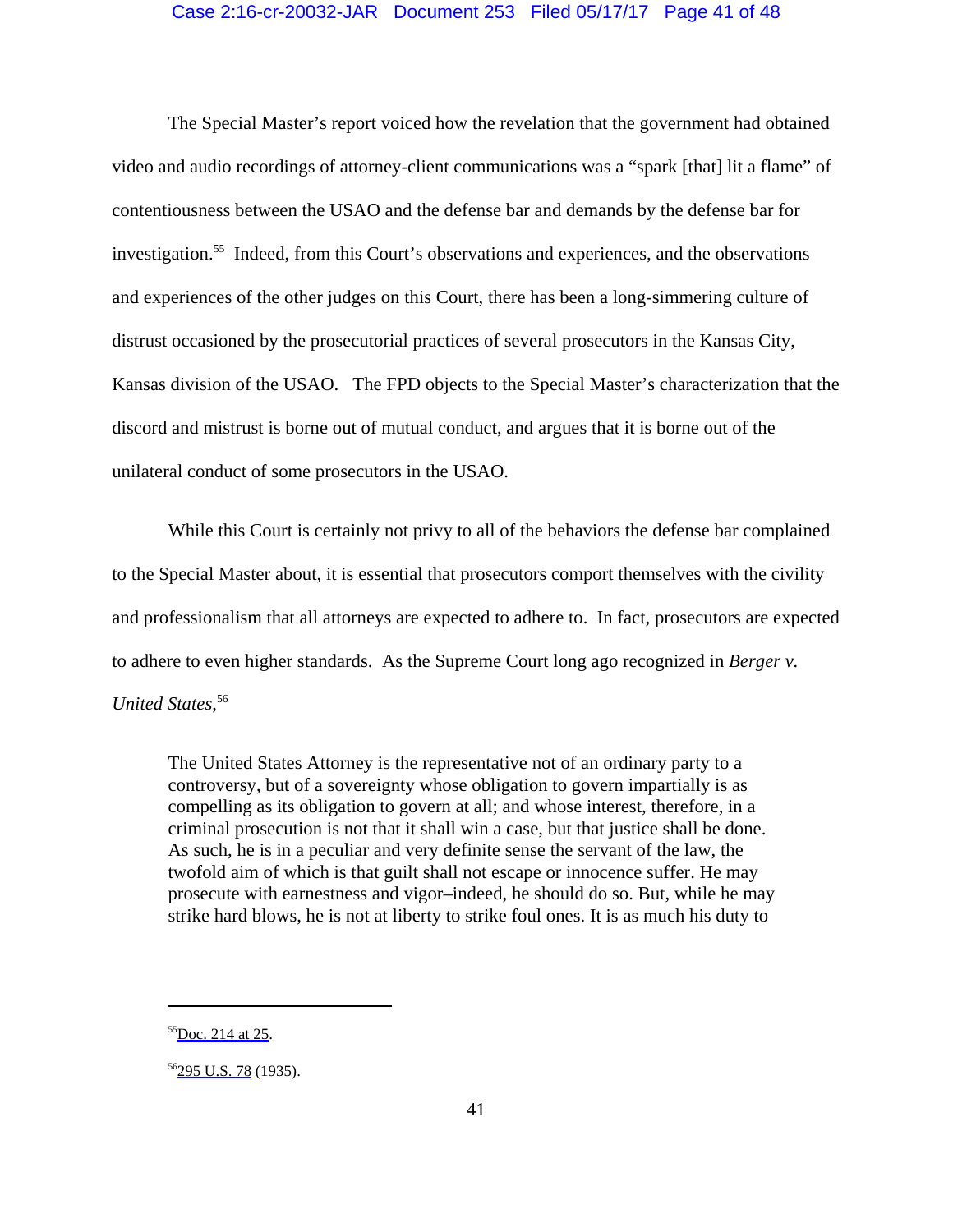The Special Master's report voiced how the revelation that the government had obtained video and audio recordings of attorney-client communications was a "spark [that] lit a flame" of contentiousness between the USAO and the defense bar and demands by the defense bar for investigation.[55] Indeed, from this Court's observations and experiences, and the observations and experiences of the other judges on this Court, there has been a long-simmering culture of distrust occasioned by the prosecutorial practices of several prosecutors in the Kansas City, Kansas division of the USAO. The FPD objects to the Special Master's characterization that the discord and mistrust is borne out of mutual conduct, and argues that it is borne out of the unilateral conduct of some prosecutors in the USAO.

While this Court is certainly not privy to all of the behaviors the defense bar complained to the Special Master about, it is essential that prosecutors comport themselves with the civility and professionalism that all attorneys are expected to adhere to. In fact, prosecutors are expected to adhere to even higher standards. As the Supreme Court long ago recognized in *Berger v. United States*,[56]

> The United States Attorney is the representative not of an ordinary party to a controversy, but of a sovereignty whose obligation to govern impartially is as compelling as its obligation to govern at all; and whose interest, therefore, in a criminal prosecution is not that it shall win a case, but that justice shall be done. As such, he is in a peculiar and very definite sense the servant of the law, the twofold aim of which is that guilt shall not escape or innocence suffer. He may prosecute with earnestness and vigor–indeed, he should do so. But, while he may strike hard blows, he is not at liberty to strike foul ones. It is as much his duty to

---

[55] Doc. 214 at 25.

[56] 295 U.S. 78 (1935).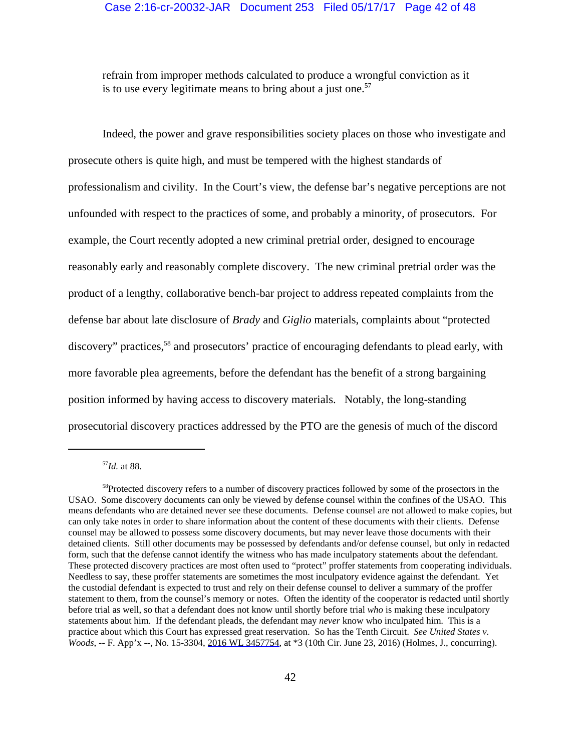refrain from improper methods calculated to produce a wrongful conviction as it is to use every legitimate means to bring about a just one.[57]

Indeed, the power and grave responsibilities society places on those who investigate and prosecute others is quite high, and must be tempered with the highest standards of professionalism and civility. In the Court's view, the defense bar's negative perceptions are not unfounded with respect to the practices of some, and probably a minority, of prosecutors. For example, the Court recently adopted a new criminal pretrial order, designed to encourage reasonably early and reasonably complete discovery. The new criminal pretrial order was the product of a lengthy, collaborative bench-bar project to address repeated complaints from the defense bar about late disclosure of *Brady* and *Giglio* materials, complaints about "protected discovery" practices,[58] and prosecutors' practice of encouraging defendants to plead early, with more favorable plea agreements, before the defendant has the benefit of a strong bargaining position informed by having access to discovery materials. Notably, the long-standing prosecutorial discovery practices addressed by the PTO are the genesis of much of the discord

---

[57]*Id.* at 88.

[58]Protected discovery refers to a number of discovery practices followed by some of the prosectors in the USAO. Some discovery documents can only be viewed by defense counsel within the confines of the USAO. This means defendants who are detained never see these documents. Defense counsel are not allowed to make copies, but can only take notes in order to share information about the content of these documents with their clients. Defense counsel may be allowed to possess some discovery documents, but may never leave those documents with their detained clients. Still other documents may be possessed by defendants and/or defense counsel, but only in redacted form, such that the defense cannot identify the witness who has made inculpatory statements about the defendant. These protected discovery practices are most often used to "protect" proffer statements from cooperating individuals. Needless to say, these proffer statements are sometimes the most inculpatory evidence against the defendant. Yet the custodial defendant is expected to trust and rely on their defense counsel to deliver a summary of the proffer statement to them, from the counsel's memory or notes. Often the identity of the cooperator is redacted until shortly before trial as well, so that a defendant does not know until shortly before trial *who* is making these inculpatory statements about him. If the defendant pleads, the defendant may *never* know who inculpated him. This is a practice about which this Court has expressed great reservation. So has the Tenth Circuit. *See United States v. Woods*, -- F. App'x --, No. 15-3304, 2016 WL 3457754, at *3 (10th Cir. June 23, 2016) (Holmes, J., concurring).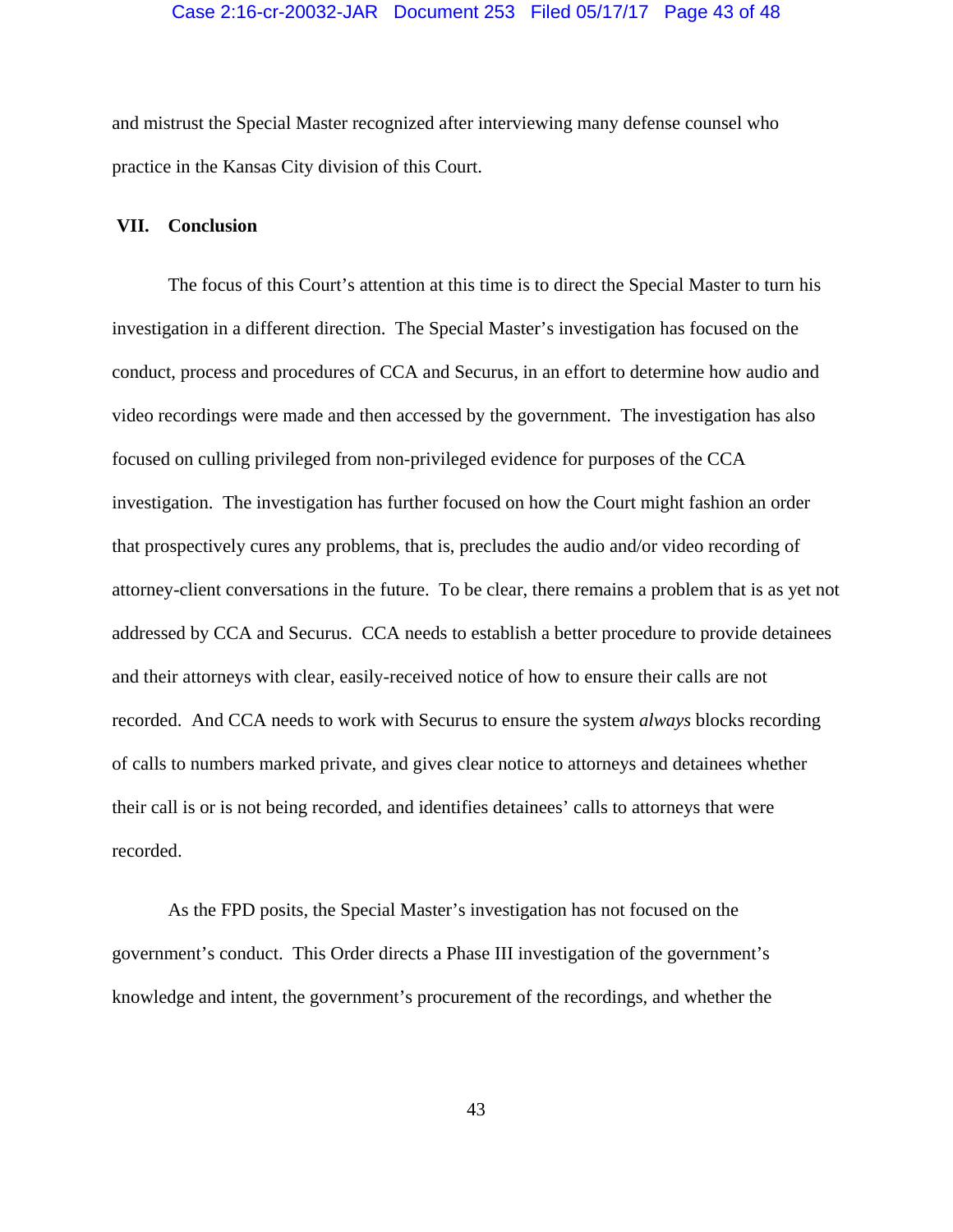and mistrust the Special Master recognized after interviewing many defense counsel who practice in the Kansas City division of this Court.

## VII. Conclusion

The focus of this Court's attention at this time is to direct the Special Master to turn his investigation in a different direction. The Special Master's investigation has focused on the conduct, process and procedures of CCA and Securus, in an effort to determine how audio and video recordings were made and then accessed by the government. The investigation has also focused on culling privileged from non-privileged evidence for purposes of the CCA investigation. The investigation has further focused on how the Court might fashion an order that prospectively cures any problems, that is, precludes the audio and/or video recording of attorney-client conversations in the future. To be clear, there remains a problem that is as yet not addressed by CCA and Securus. CCA needs to establish a better procedure to provide detainees and their attorneys with clear, easily-received notice of how to ensure their calls are not recorded. And CCA needs to work with Securus to ensure the system *always* blocks recording of calls to numbers marked private, and gives clear notice to attorneys and detainees whether their call is or is not being recorded, and identifies detainees' calls to attorneys that were recorded.

As the FPD posits, the Special Master's investigation has not focused on the government's conduct. This Order directs a Phase III investigation of the government's knowledge and intent, the government's procurement of the recordings, and whether the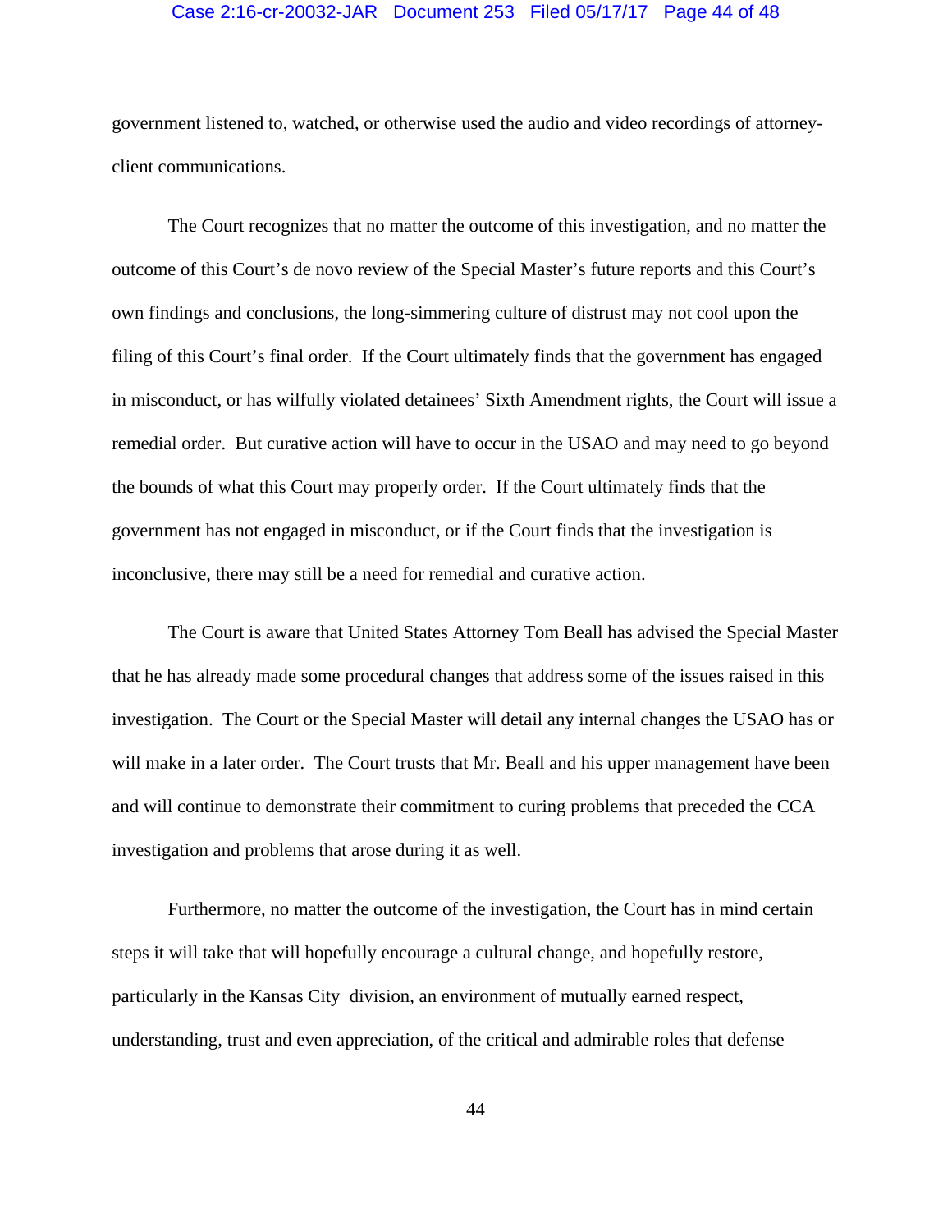government listened to, watched, or otherwise used the audio and video recordings of attorney-client communications.

The Court recognizes that no matter the outcome of this investigation, and no matter the outcome of this Court's de novo review of the Special Master's future reports and this Court's own findings and conclusions, the long-simmering culture of distrust may not cool upon the filing of this Court's final order. If the Court ultimately finds that the government has engaged in misconduct, or has wilfully violated detainees' Sixth Amendment rights, the Court will issue a remedial order. But curative action will have to occur in the USAO and may need to go beyond the bounds of what this Court may properly order. If the Court ultimately finds that the government has not engaged in misconduct, or if the Court finds that the investigation is inconclusive, there may still be a need for remedial and curative action.

The Court is aware that United States Attorney Tom Beall has advised the Special Master that he has already made some procedural changes that address some of the issues raised in this investigation. The Court or the Special Master will detail any internal changes the USAO has or will make in a later order. The Court trusts that Mr. Beall and his upper management have been and will continue to demonstrate their commitment to curing problems that preceded the CCA investigation and problems that arose during it as well.

Furthermore, no matter the outcome of the investigation, the Court has in mind certain steps it will take that will hopefully encourage a cultural change, and hopefully restore, particularly in the Kansas City division, an environment of mutually earned respect, understanding, trust and even appreciation, of the critical and admirable roles that defense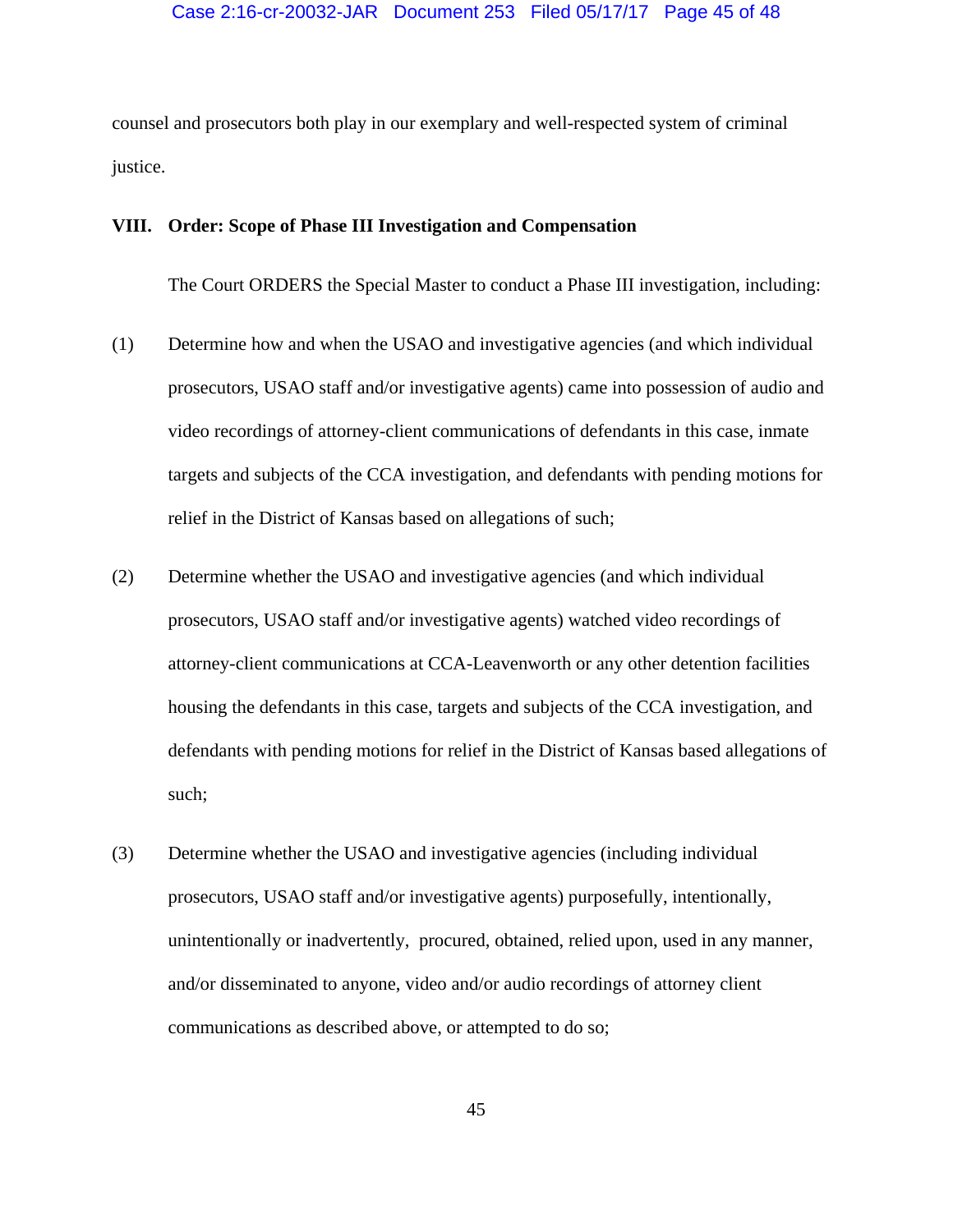counsel and prosecutors both play in our exemplary and well-respected system of criminal justice.

## VIII. Order: Scope of Phase III Investigation and Compensation

The Court ORDERS the Special Master to conduct a Phase III investigation, including:

(1) Determine how and when the USAO and investigative agencies (and which individual prosecutors, USAO staff and/or investigative agents) came into possession of audio and video recordings of attorney-client communications of defendants in this case, inmate targets and subjects of the CCA investigation, and defendants with pending motions for relief in the District of Kansas based on allegations of such;

(2) Determine whether the USAO and investigative agencies (and which individual prosecutors, USAO staff and/or investigative agents) watched video recordings of attorney-client communications at CCA-Leavenworth or any other detention facilities housing the defendants in this case, targets and subjects of the CCA investigation, and defendants with pending motions for relief in the District of Kansas based allegations of such;

(3) Determine whether the USAO and investigative agencies (including individual prosecutors, USAO staff and/or investigative agents) purposefully, intentionally, unintentionally or inadvertently, procured, obtained, relied upon, used in any manner, and/or disseminated to anyone, video and/or audio recordings of attorney client communications as described above, or attempted to do so;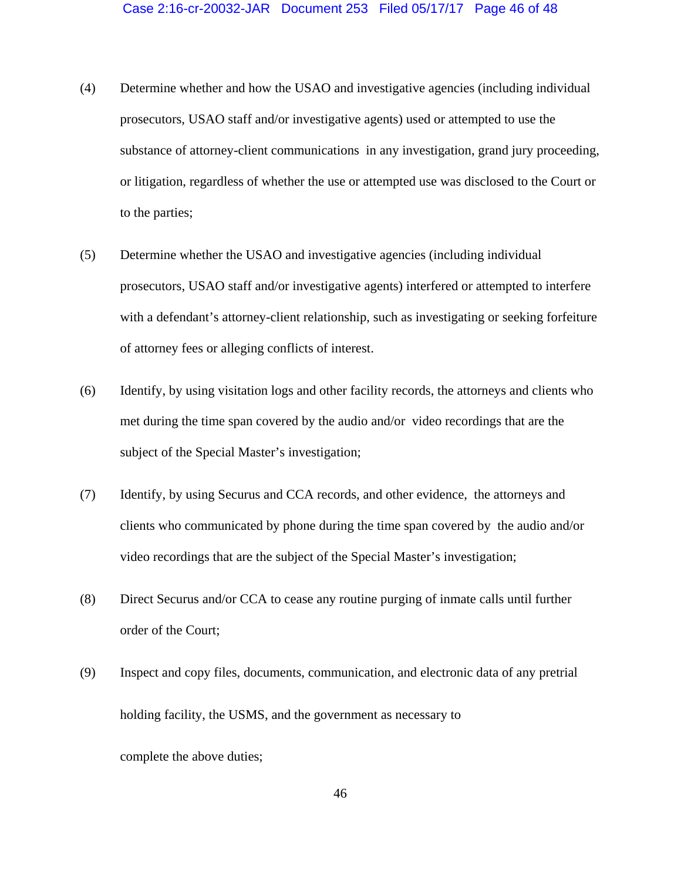(4) Determine whether and how the USAO and investigative agencies (including individual prosecutors, USAO staff and/or investigative agents) used or attempted to use the substance of attorney-client communications in any investigation, grand jury proceeding, or litigation, regardless of whether the use or attempted use was disclosed to the Court or to the parties;

(5) Determine whether the USAO and investigative agencies (including individual prosecutors, USAO staff and/or investigative agents) interfered or attempted to interfere with a defendant's attorney-client relationship, such as investigating or seeking forfeiture of attorney fees or alleging conflicts of interest.

(6) Identify, by using visitation logs and other facility records, the attorneys and clients who met during the time span covered by the audio and/or video recordings that are the subject of the Special Master's investigation;

(7) Identify, by using Securus and CCA records, and other evidence, the attorneys and clients who communicated by phone during the time span covered by the audio and/or video recordings that are the subject of the Special Master's investigation;

(8) Direct Securus and/or CCA to cease any routine purging of inmate calls until further order of the Court;

(9) Inspect and copy files, documents, communication, and electronic data of any pretrial holding facility, the USMS, and the government as necessary to complete the above duties;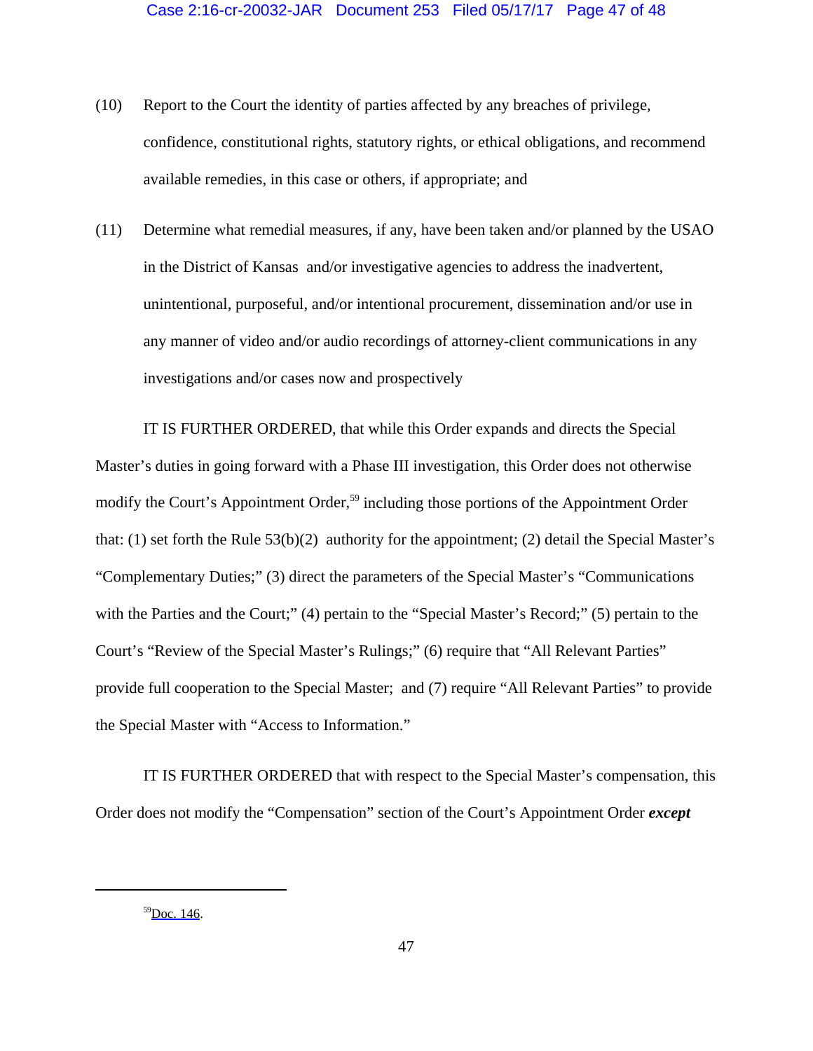(10) Report to the Court the identity of parties affected by any breaches of privilege, confidence, constitutional rights, statutory rights, or ethical obligations, and recommend available remedies, in this case or others, if appropriate; and

(11) Determine what remedial measures, if any, have been taken and/or planned by the USAO in the District of Kansas and/or investigative agencies to address the inadvertent, unintentional, purposeful, and/or intentional procurement, dissemination and/or use in any manner of video and/or audio recordings of attorney-client communications in any investigations and/or cases now and prospectively

IT IS FURTHER ORDERED, that while this Order expands and directs the Special Master's duties in going forward with a Phase III investigation, this Order does not otherwise modify the Court's Appointment Order,[59] including those portions of the Appointment Order that: (1) set forth the Rule 53(b)(2) authority for the appointment; (2) detail the Special Master's "Complementary Duties;" (3) direct the parameters of the Special Master's "Communications with the Parties and the Court;" (4) pertain to the "Special Master's Record;" (5) pertain to the Court's "Review of the Special Master's Rulings;" (6) require that "All Relevant Parties" provide full cooperation to the Special Master; and (7) require "All Relevant Parties" to provide the Special Master with "Access to Information."

IT IS FURTHER ORDERED that with respect to the Special Master's compensation, this Order does not modify the "Compensation" section of the Court's Appointment Order ***except***

---

[59] Doc. 146.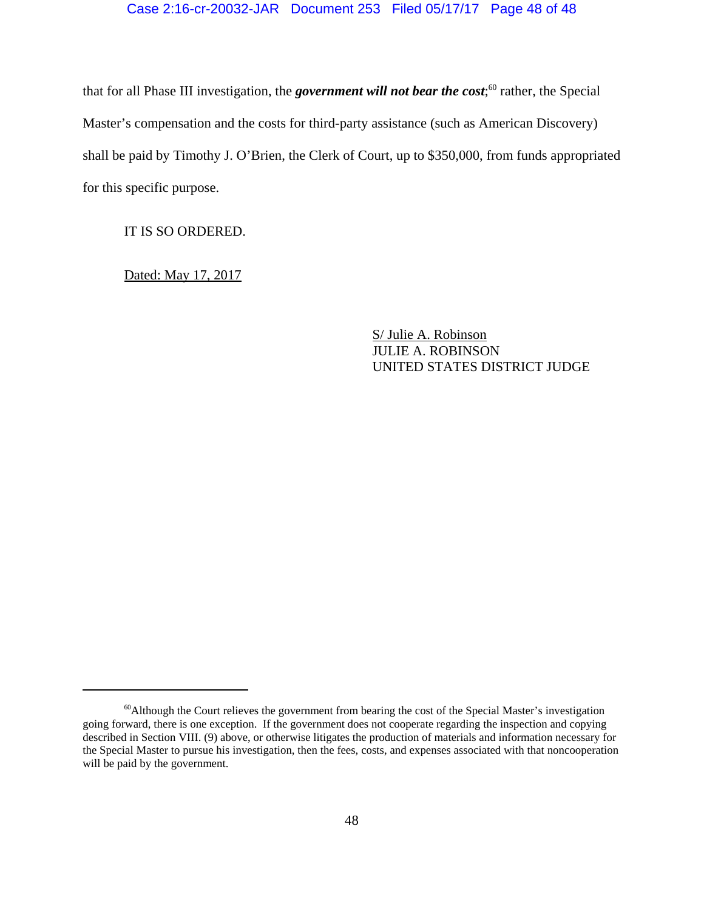that for all Phase III investigation, the ***government will not bear the cost***;[60] rather, the Special Master's compensation and the costs for third-party assistance (such as American Discovery) shall be paid by Timothy J. O'Brien, the Clerk of Court, up to $350,000, from funds appropriated for this specific purpose.

IT IS SO ORDERED.

Dated: May 17, 2017

S/ Julie A. Robinson
JULIE A. ROBINSON
UNITED STATES DISTRICT JUDGE

---

[60] Although the Court relieves the government from bearing the cost of the Special Master's investigation going forward, there is one exception. If the government does not cooperate regarding the inspection and copying described in Section VIII. (9) above, or otherwise litigates the production of materials and information necessary for the Special Master to pursue his investigation, then the fees, costs, and expenses associated with that noncooperation will be paid by the government.